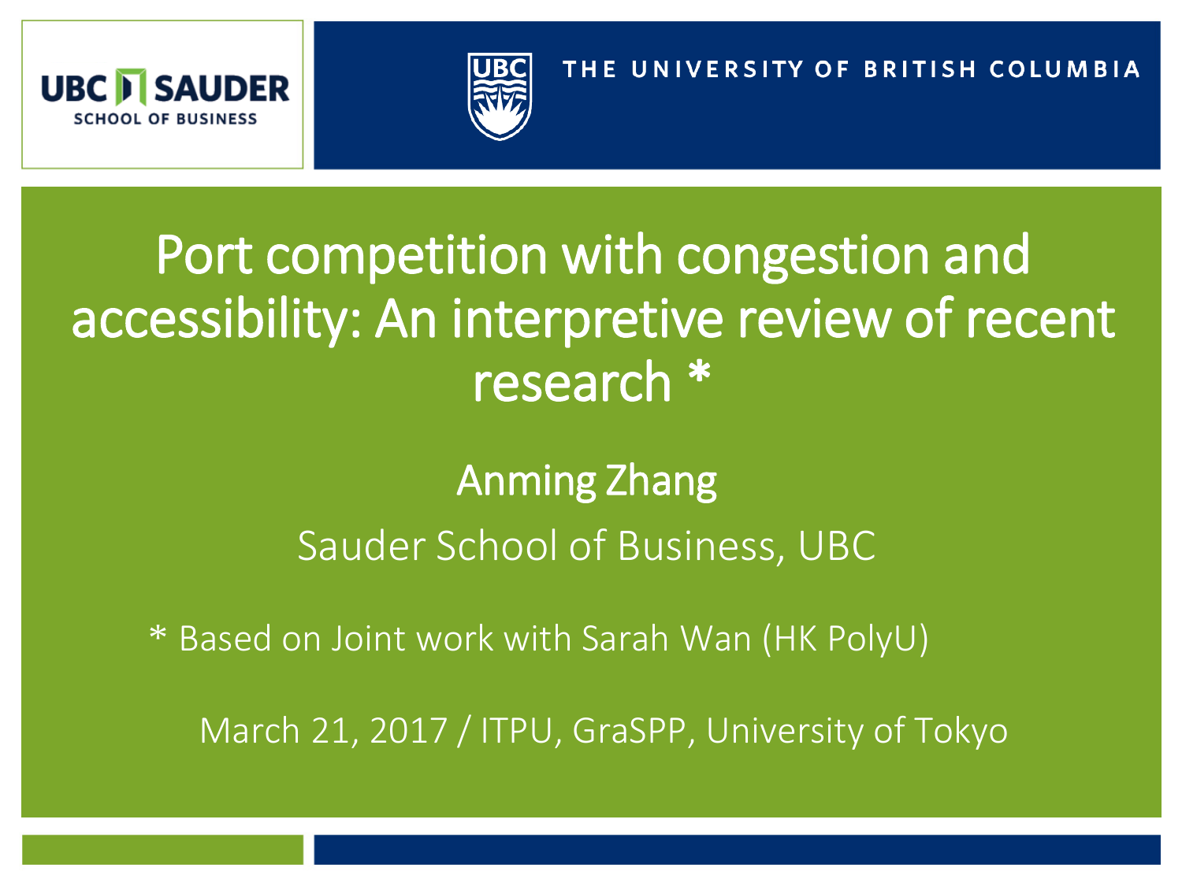UBC SAUDER SCHOOL OF BUSINESS

THE UNIVERSITY OF BRITISH COLUMBIA

# Port competition with congestion and accessibility: An interpretive review of recent research *

**Anming Zhang**

Sauder School of Business, UBC

* Based on Joint work with Sarah Wan (HK PolyU)

March 21, 2017 / ITPU, GraSPP, University of Tokyo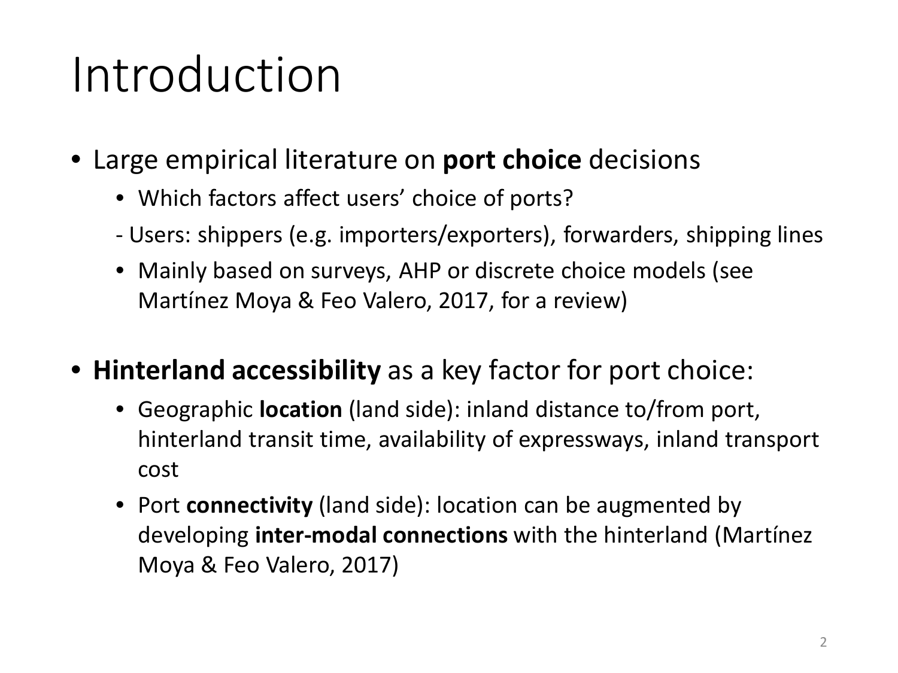# Introduction

- Large empirical literature on **port choice** decisions
  - Which factors affect users' choice of ports?
  - Users: shippers (e.g. importers/exporters), forwarders, shipping lines
  - Mainly based on surveys, AHP or discrete choice models (see Martínez Moya & Feo Valero, 2017, for a review)

- **Hinterland accessibility** as a key factor for port choice:
  - Geographic **location** (land side): inland distance to/from port, hinterland transit time, availability of expressways, inland transport cost
  - Port **connectivity** (land side): location can be augmented by developing **inter-modal connections** with the hinterland (Martínez Moya & Feo Valero, 2017)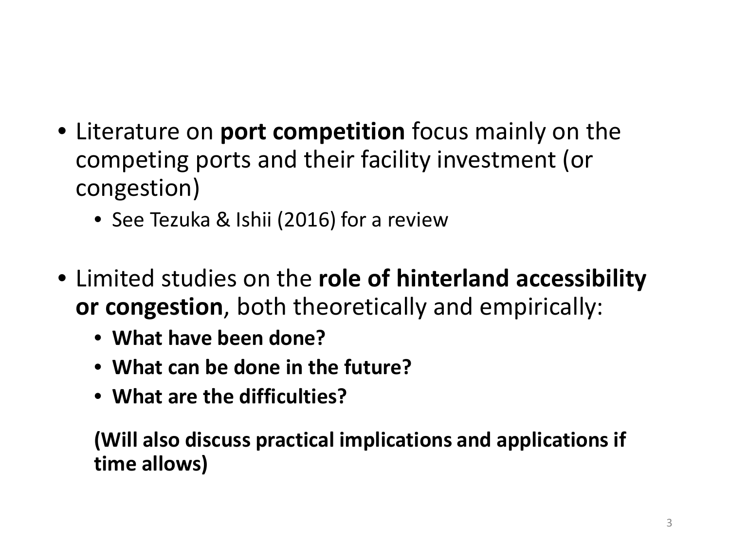- Literature on **port competition** focus mainly on the competing ports and their facility investment (or congestion)
  - See Tezuka & Ishii (2016) for a review
- Limited studies on the **role of hinterland accessibility or congestion**, both theoretically and empirically:
  - **What have been done?**
  - **What can be done in the future?**
  - **What are the difficulties?**

  **(Will also discuss practical implications and applications if time allows)**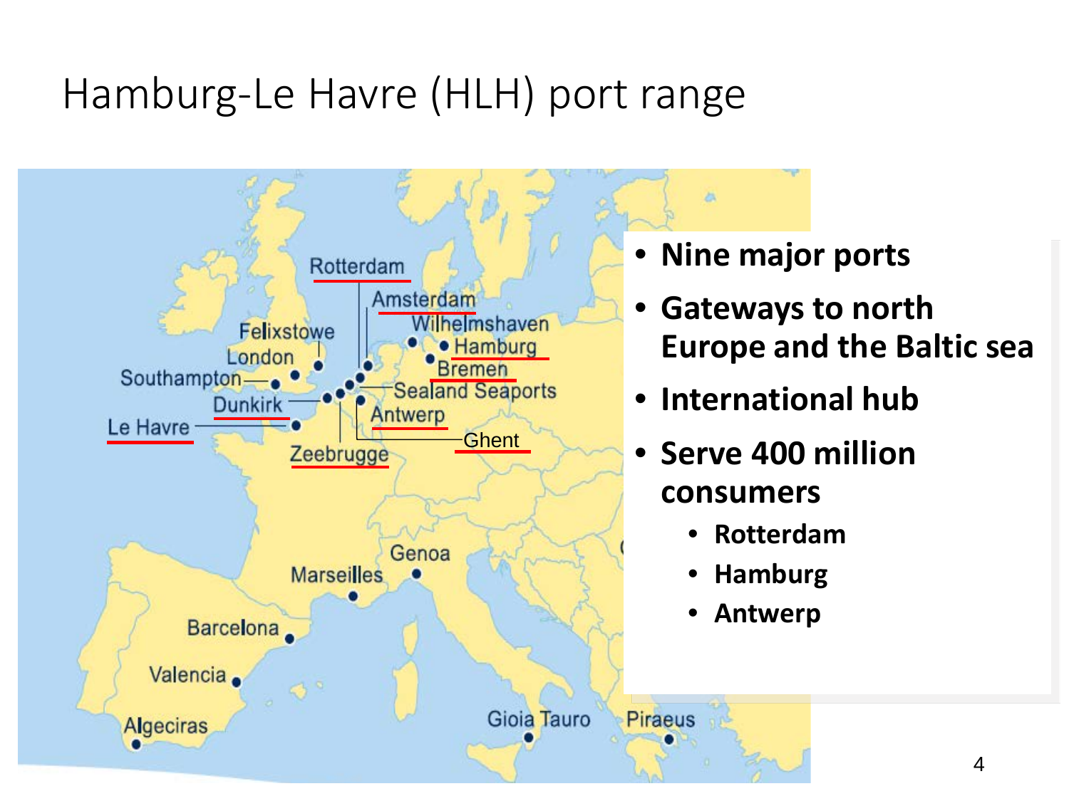# Hamburg-Le Havre (HLH) port range

- **Nine major ports**
- **Gateways to north Europe and the Baltic sea**
- **International hub**
- **Serve 400 million consumers**
  - **Rotterdam**
  - **Hamburg**
  - **Antwerp**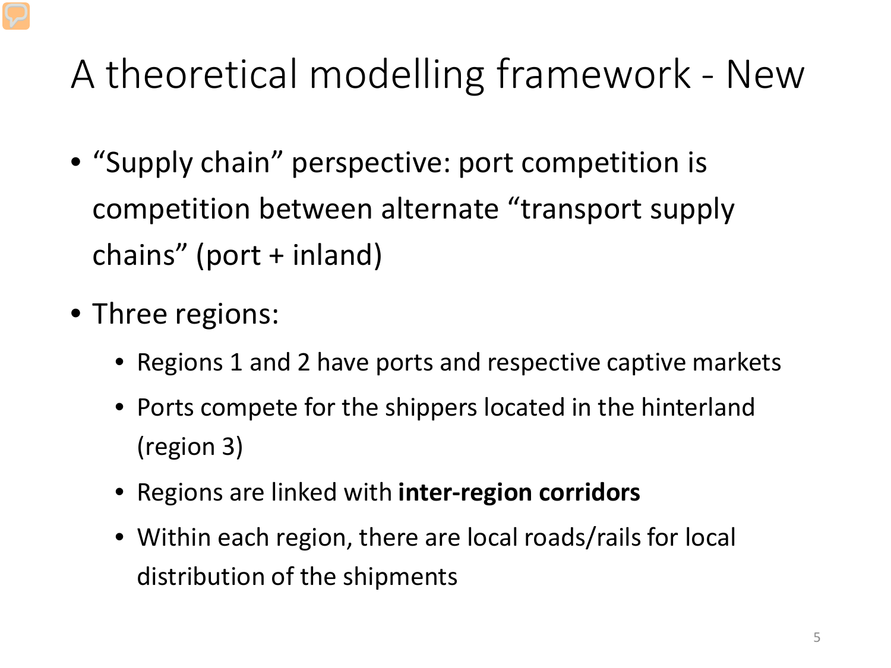# A theoretical modelling framework - New

- "Supply chain" perspective: port competition is competition between alternate "transport supply chains" (port + inland)
- Three regions:
  - Regions 1 and 2 have ports and respective captive markets
  - Ports compete for the shippers located in the hinterland (region 3)
  - Regions are linked with **inter-region corridors**
  - Within each region, there are local roads/rails for local distribution of the shipments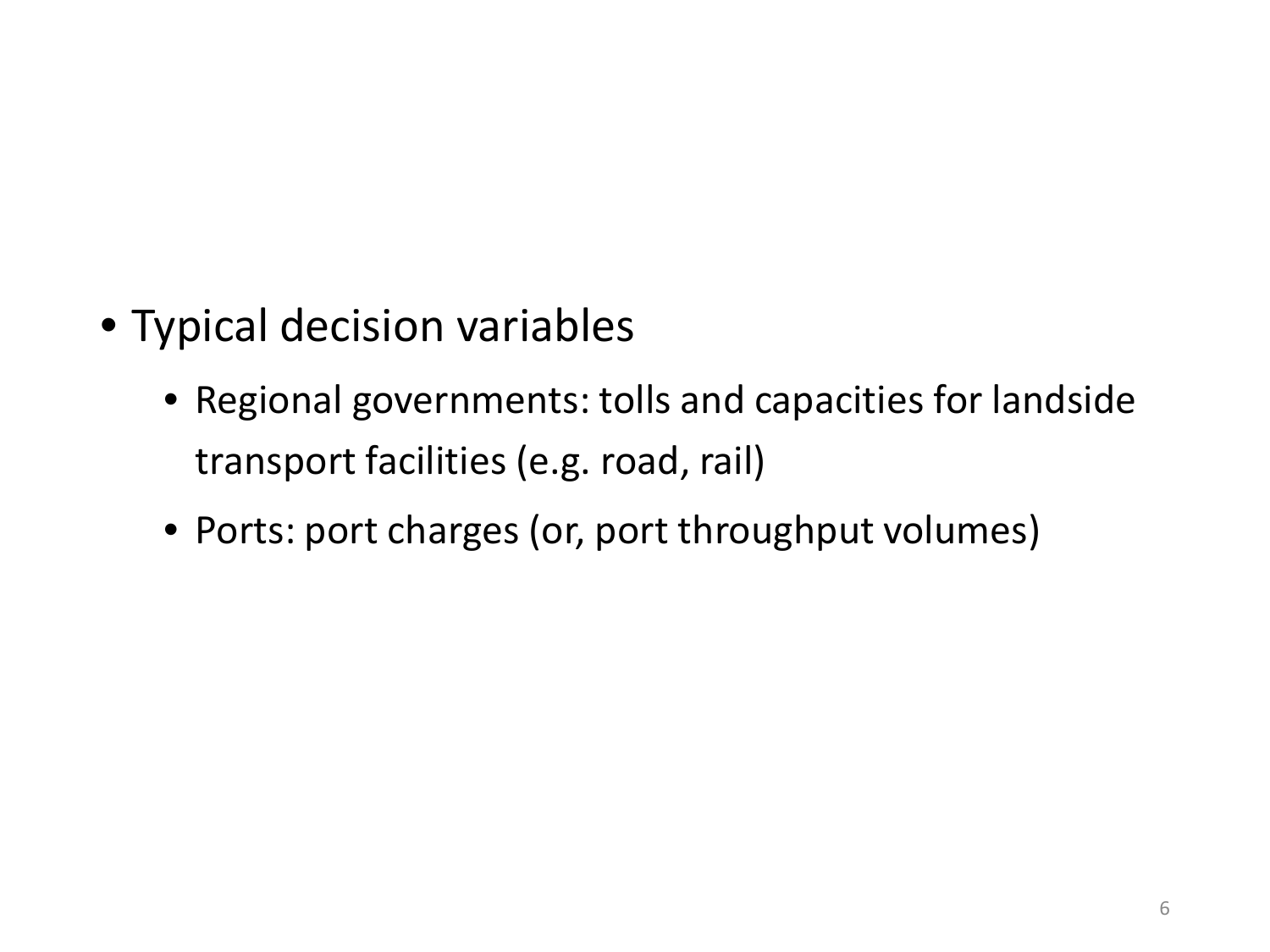- Typical decision variables
  - Regional governments: tolls and capacities for landside transport facilities (e.g. road, rail)
  - Ports: port charges (or, port throughput volumes)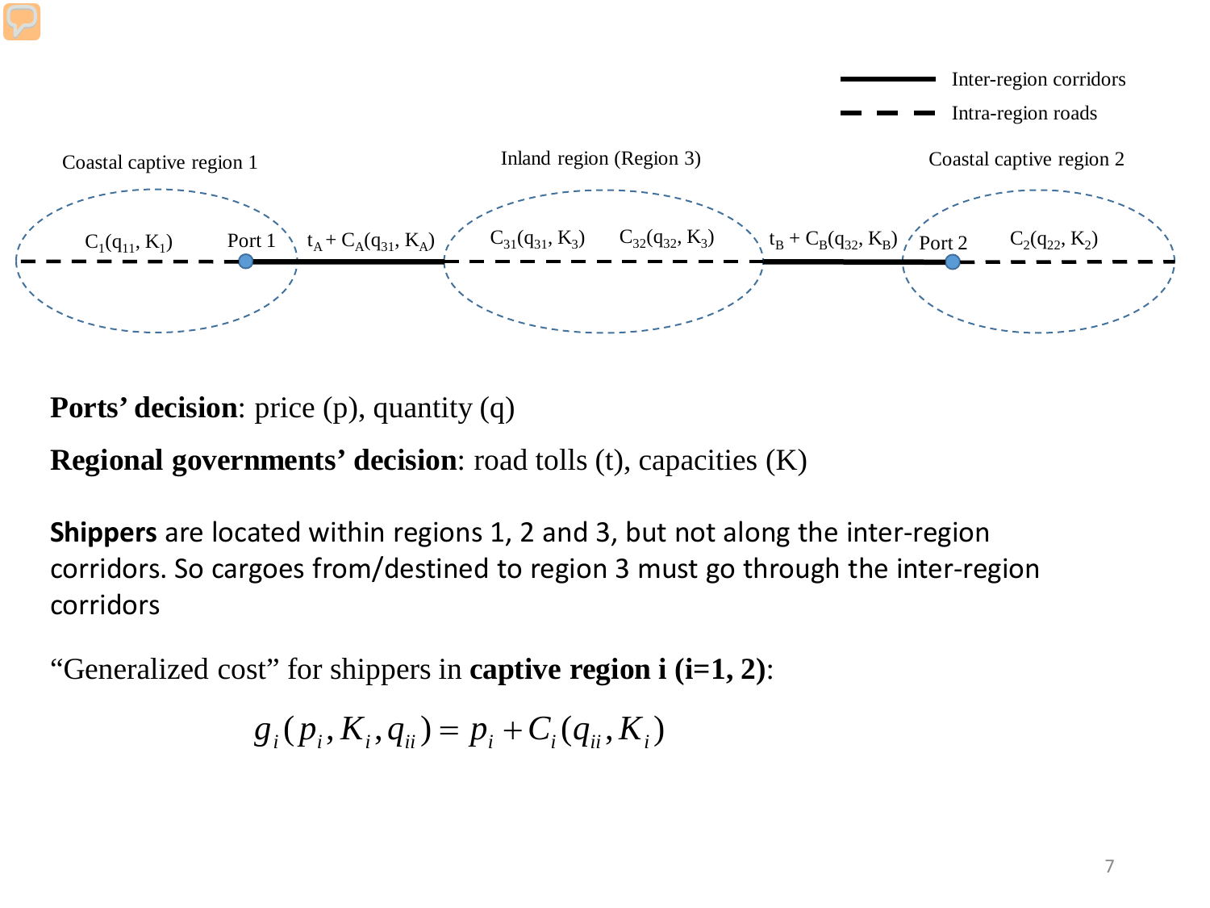Inter-region corridors

Intra-region roads

Coastal captive region 1 — $C_1(q_{11}, K_1)$ — Port 1 — $t_A + C_A(q_{31}, K_A)$ — Inland region (Region 3): $C_{31}(q_{31}, K_3)$, $C_{32}(q_{32}, K_3)$ — $t_B + C_B(q_{32}, K_B)$ — Port 2 — Coastal captive region 2: $C_2(q_{22}, K_2)$

**Ports' decision**: price (p), quantity (q)

**Regional governments' decision**: road tolls (t), capacities (K)

**Shippers** are located within regions 1, 2 and 3, but not along the inter-region corridors. So cargoes from/destined to region 3 must go through the inter-region corridors

"Generalized cost" for shippers in **captive region i (i=1, 2)**:

$$g_i(p_i, K_i, q_{ii}) = p_i + C_i(q_{ii}, K_i)$$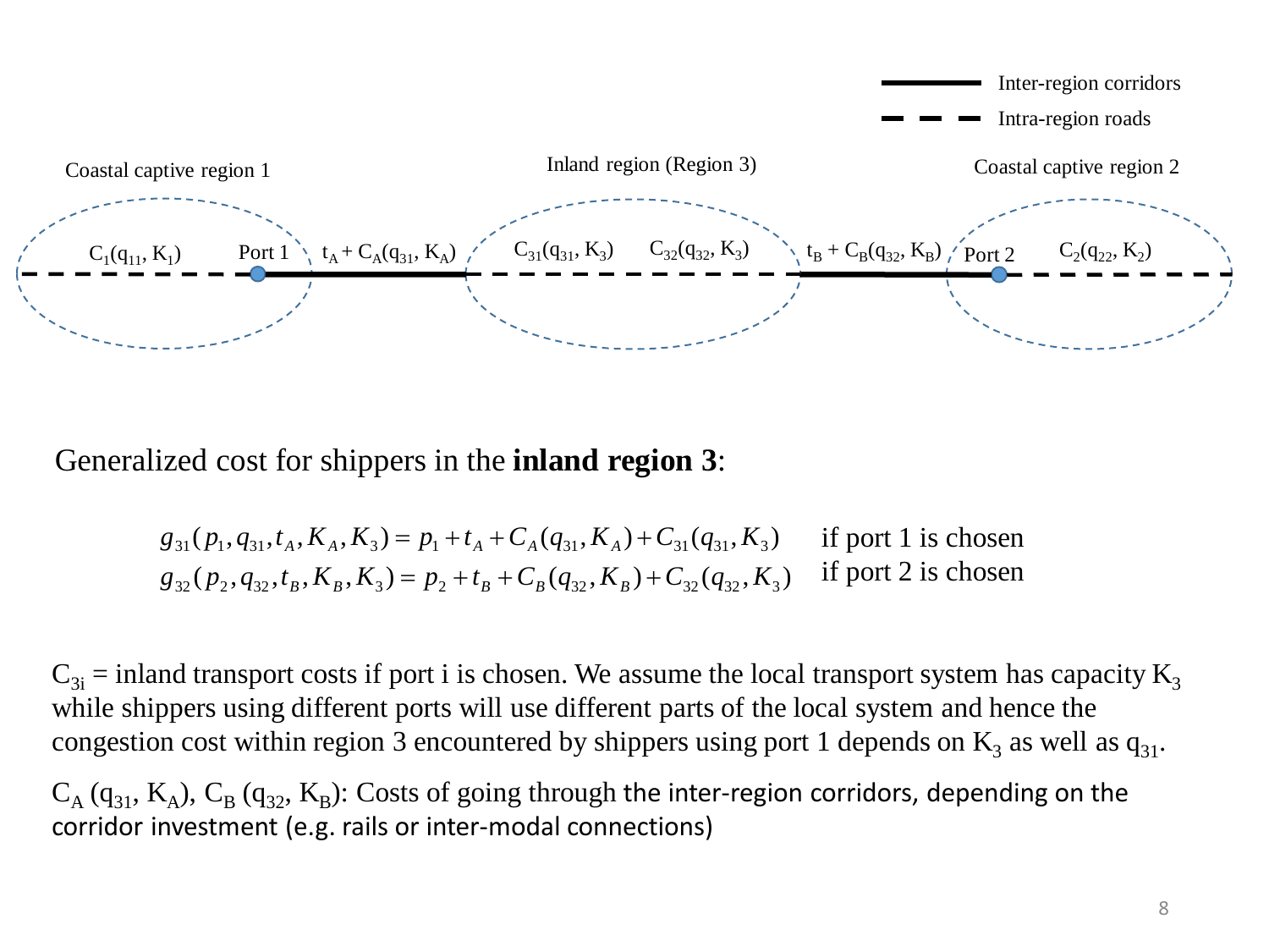Inter-region corridors

Intra-region roads

Coastal captive region 1 — $C_1(q_{11}, K_1)$ — Port 1 — $t_A + C_A(q_{31}, K_A)$ — Inland region (Region 3) — $C_{31}(q_{31}, K_3)$ — $C_{32}(q_{32}, K_3)$ — $t_B + C_B(q_{32}, K_B)$ — Port 2 — $C_2(q_{22}, K_2)$ — Coastal captive region 2

Generalized cost for shippers in the **inland region 3**:

$$g_{31}(p_1, q_{31}, t_A, K_A, K_3) = p_1 + t_A + C_A(q_{31}, K_A) + C_{31}(q_{31}, K_3) \quad \text{if port 1 is chosen}$$

$$g_{32}(p_2, q_{32}, t_B, K_B, K_3) = p_2 + t_B + C_B(q_{32}, K_B) + C_{32}(q_{32}, K_3) \quad \text{if port 2 is chosen}$$

$C_{3i}$ = inland transport costs if port i is chosen. We assume the local transport system has capacity $K_3$ while shippers using different ports will use different parts of the local system and hence the congestion cost within region 3 encountered by shippers using port 1 depends on $K_3$ as well as $q_{31}$.

$C_A(q_{31}, K_A)$, $C_B(q_{32}, K_B)$: Costs of going through the inter-region corridors, depending on the corridor investment (e.g. rails or inter-modal connections)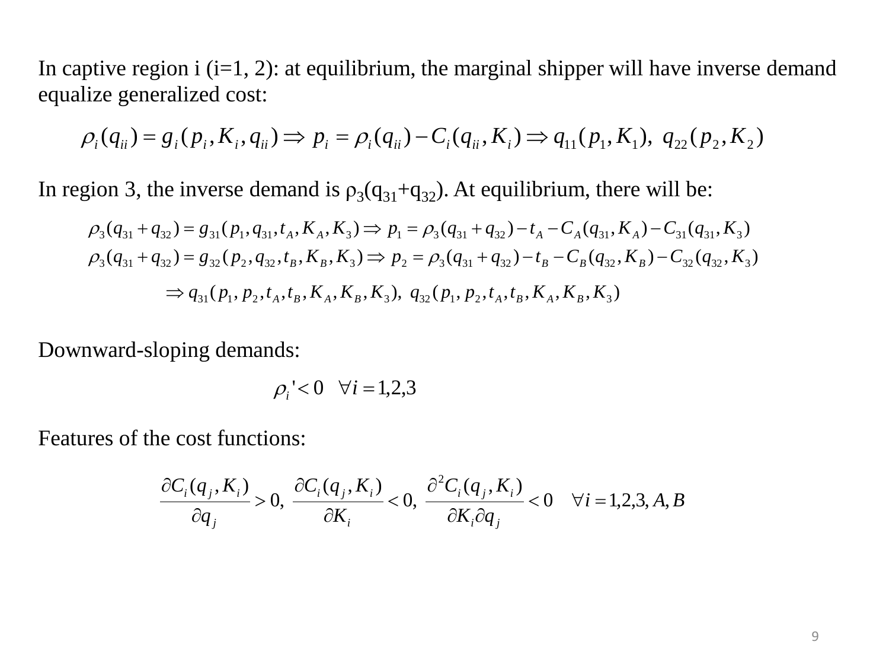In captive region i (i=1, 2): at equilibrium, the marginal shipper will have inverse demand equalize generalized cost:

$$\rho_i(q_{ii}) = g_i(p_i, K_i, q_{ii}) \Rightarrow p_i = \rho_i(q_{ii}) - C_i(q_{ii}, K_i) \Rightarrow q_{11}(p_1, K_1),\ q_{22}(p_2, K_2)$$

In region 3, the inverse demand is $\rho_3(q_{31}+q_{32})$. At equilibrium, there will be:

$$\rho_3(q_{31}+q_{32}) = g_{31}(p_1, q_{31}, t_A, K_A, K_3) \Rightarrow p_1 = \rho_3(q_{31}+q_{32}) - t_A - C_A(q_{31}, K_A) - C_{31}(q_{31}, K_3)$$

$$\rho_3(q_{31}+q_{32}) = g_{32}(p_2, q_{32}, t_B, K_B, K_3) \Rightarrow p_2 = \rho_3(q_{31}+q_{32}) - t_B - C_B(q_{32}, K_B) - C_{32}(q_{32}, K_3)$$

$$\Rightarrow q_{31}(p_1, p_2, t_A, t_B, K_A, K_B, K_3),\ q_{32}(p_1, p_2, t_A, t_B, K_A, K_B, K_3)$$

Downward-sloping demands:

$$\rho_i' < 0 \quad \forall i = 1,2,3$$

Features of the cost functions:

$$\frac{\partial C_i(q_j, K_i)}{\partial q_j} > 0,\ \frac{\partial C_i(q_j, K_i)}{\partial K_i} < 0,\ \frac{\partial^2 C_i(q_j, K_i)}{\partial K_i \partial q_j} < 0 \quad \forall i = 1,2,3, A, B$$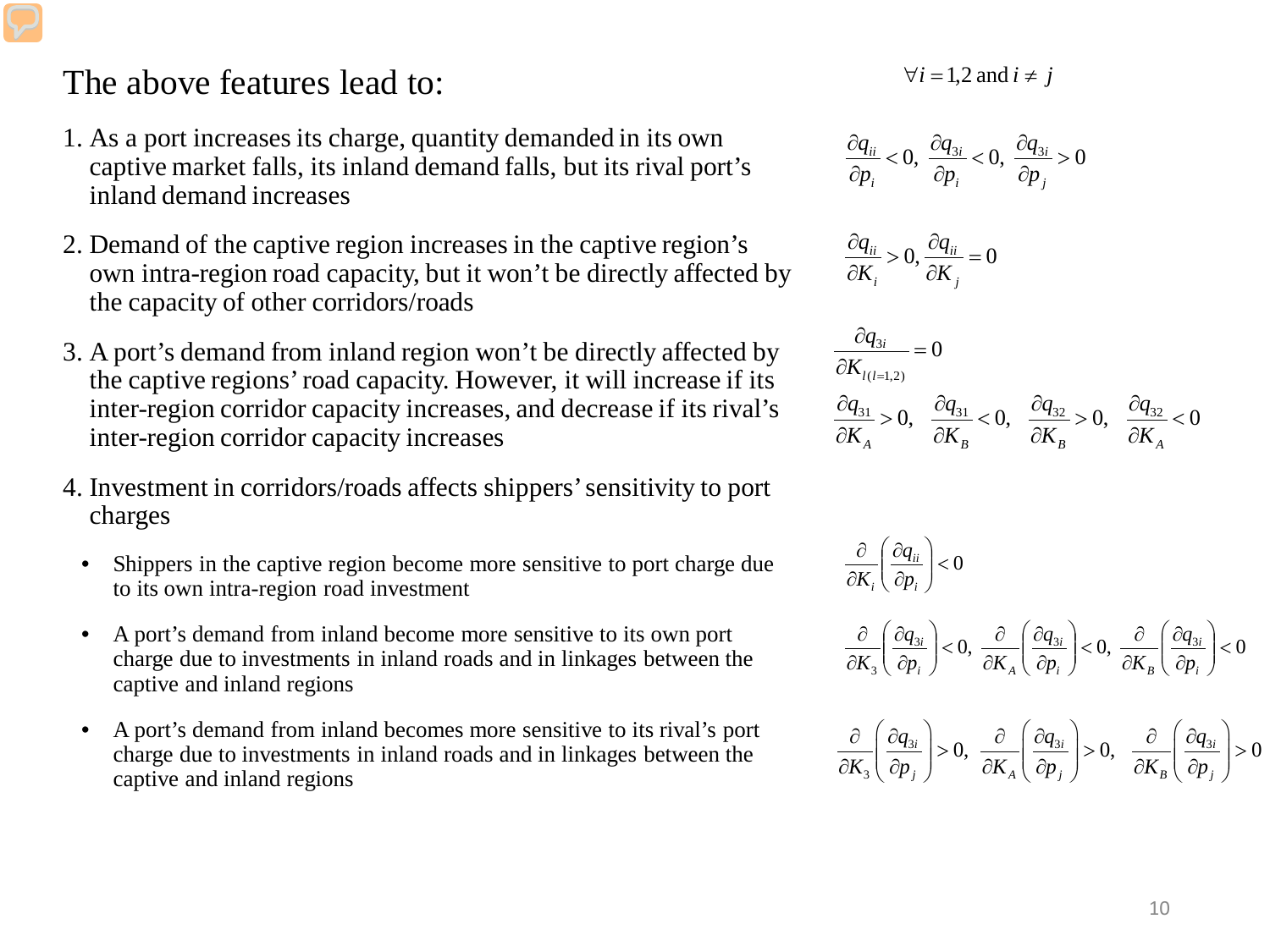# The above features lead to:

$$\forall i = 1,2 \text{ and } i \neq j$$

1. As a port increases its charge, quantity demanded in its own captive market falls, its inland demand falls, but its rival port's inland demand increases

$$\frac{\partial q_{ii}}{\partial p_i} < 0,\ \frac{\partial q_{3i}}{\partial p_i} < 0,\ \frac{\partial q_{3i}}{\partial p_j} > 0$$

2. Demand of the captive region increases in the captive region's own intra-region road capacity, but it won't be directly affected by the capacity of other corridors/roads

$$\frac{\partial q_{ii}}{\partial K_i} > 0, \frac{\partial q_{ii}}{\partial K_j} = 0$$

3. A port's demand from inland region won't be directly affected by the captive regions' road capacity. However, it will increase if its inter-region corridor capacity increases, and decrease if its rival's inter-region corridor capacity increases

$$\frac{\partial q_{3i}}{\partial K_{l(l=1,2)}} = 0$$

$$\frac{\partial q_{31}}{\partial K_A} > 0,\quad \frac{\partial q_{31}}{\partial K_B} < 0,\quad \frac{\partial q_{32}}{\partial K_B} > 0,\quad \frac{\partial q_{32}}{\partial K_A} < 0$$

4. Investment in corridors/roads affects shippers' sensitivity to port charges
   - Shippers in the captive region become more sensitive to port charge due to its own intra-region road investment

     $$\frac{\partial}{\partial K_i}\left(\frac{\partial q_{ii}}{\partial p_i}\right) < 0$$

   - A port's demand from inland become more sensitive to its own port charge due to investments in inland roads and in linkages between the captive and inland regions

     $$\frac{\partial}{\partial K_3}\left(\frac{\partial q_{3i}}{\partial p_i}\right) < 0,\ \frac{\partial}{\partial K_A}\left(\frac{\partial q_{3i}}{\partial p_i}\right) < 0,\ \frac{\partial}{\partial K_B}\left(\frac{\partial q_{3i}}{\partial p_i}\right) < 0$$

   - A port's demand from inland becomes more sensitive to its rival's port charge due to investments in inland roads and in linkages between the captive and inland regions

     $$\frac{\partial}{\partial K_3}\left(\frac{\partial q_{3i}}{\partial p_j}\right) > 0,\ \frac{\partial}{\partial K_A}\left(\frac{\partial q_{3i}}{\partial p_j}\right) > 0,\ \frac{\partial}{\partial K_B}\left(\frac{\partial q_{3i}}{\partial p_j}\right) > 0$$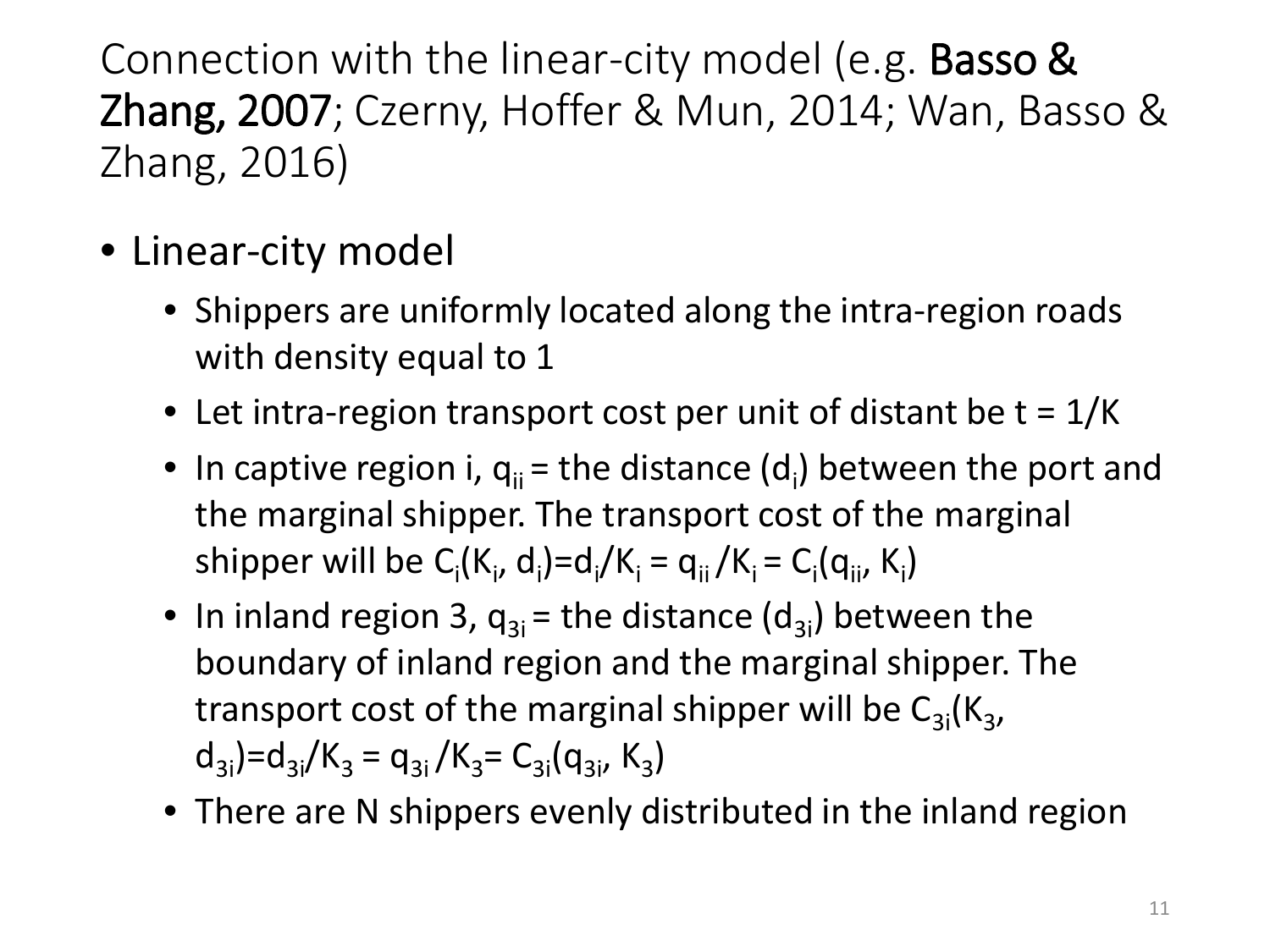# Connection with the linear-city model (e.g. **Basso & Zhang, 2007**; Czerny, Hoffer & Mun, 2014; Wan, Basso & Zhang, 2016)

- Linear-city model
  - Shippers are uniformly located along the intra-region roads with density equal to 1
  - Let intra-region transport cost per unit of distant be $t = 1/K$
  - In captive region i, $q_{ii}$ = the distance ($d_i$) between the port and the marginal shipper. The transport cost of the marginal shipper will be $C_i(K_i, d_i)=d_i/K_i = q_{ii}/K_i = C_i(q_{ii}, K_i)$
  - In inland region 3, $q_{3i}$ = the distance ($d_{3i}$) between the boundary of inland region and the marginal shipper. The transport cost of the marginal shipper will be $C_{3i}(K_3, d_{3i})=d_{3i}/K_3 = q_{3i}/K_3= C_{3i}(q_{3i}, K_3)$
  - There are N shippers evenly distributed in the inland region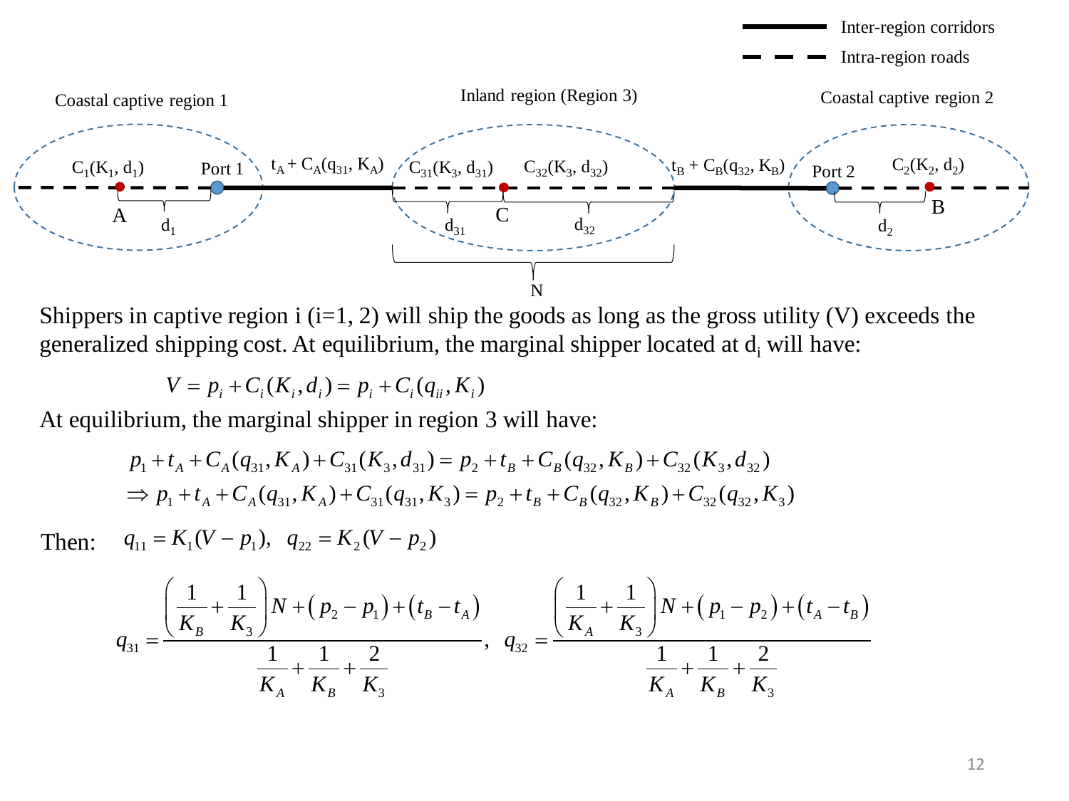Inter-region corridors

Intra-region roads

Coastal captive region 1 | Inland region (Region 3) | Coastal captive region 2

$C_1(K_1, d_1)$ Port 1 $t_A + C_A(q_{31}, K_A)$ $C_{31}(K_3, d_{31})$ $C_{32}(K_3, d_{32})$ $t_B + C_B(q_{32}, K_B)$ Port 2 $C_2(K_2, d_2)$

A $d_1$ $d_{31}$ C $d_{32}$ $d_2$ B

N

Shippers in captive region i (i=1, 2) will ship the goods as long as the gross utility (V) exceeds the generalized shipping cost. At equilibrium, the marginal shipper located at $d_i$ will have:

$$V = p_i + C_i(K_i, d_i) = p_i + C_i(q_{ii}, K_i)$$

At equilibrium, the marginal shipper in region 3 will have:

$$p_1 + t_A + C_A(q_{31}, K_A) + C_{31}(K_3, d_{31}) = p_2 + t_B + C_B(q_{32}, K_B) + C_{32}(K_3, d_{32})$$

$$\Rightarrow p_1 + t_A + C_A(q_{31}, K_A) + C_{31}(q_{31}, K_3) = p_2 + t_B + C_B(q_{32}, K_B) + C_{32}(q_{32}, K_3)$$

Then: $q_{11} = K_1(V - p_1), \quad q_{22} = K_2(V - p_2)$

$$q_{31} = \frac{\left(\frac{1}{K_B} + \frac{1}{K_3}\right)N + (p_2 - p_1) + (t_B - t_A)}{\frac{1}{K_A} + \frac{1}{K_B} + \frac{2}{K_3}}, \quad q_{32} = \frac{\left(\frac{1}{K_A} + \frac{1}{K_3}\right)N + (p_1 - p_2) + (t_A - t_B)}{\frac{1}{K_A} + \frac{1}{K_B} + \frac{2}{K_3}}$$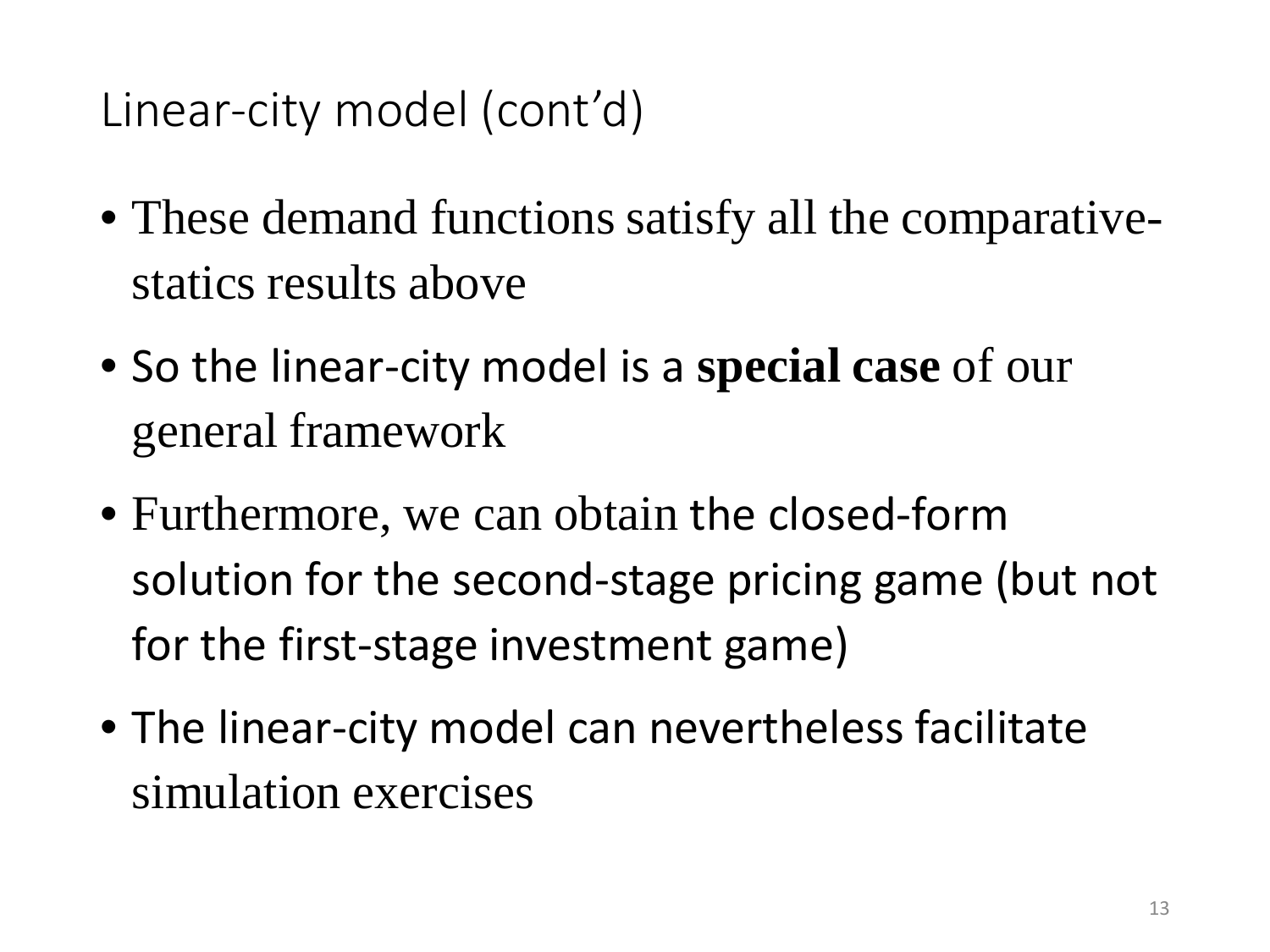# Linear-city model (cont'd)

- These demand functions satisfy all the comparative-statics results above
- So the linear-city model is a **special case** of our general framework
- Furthermore, we can obtain the closed-form solution for the second-stage pricing game (but not for the first-stage investment game)
- The linear-city model can nevertheless facilitate simulation exercises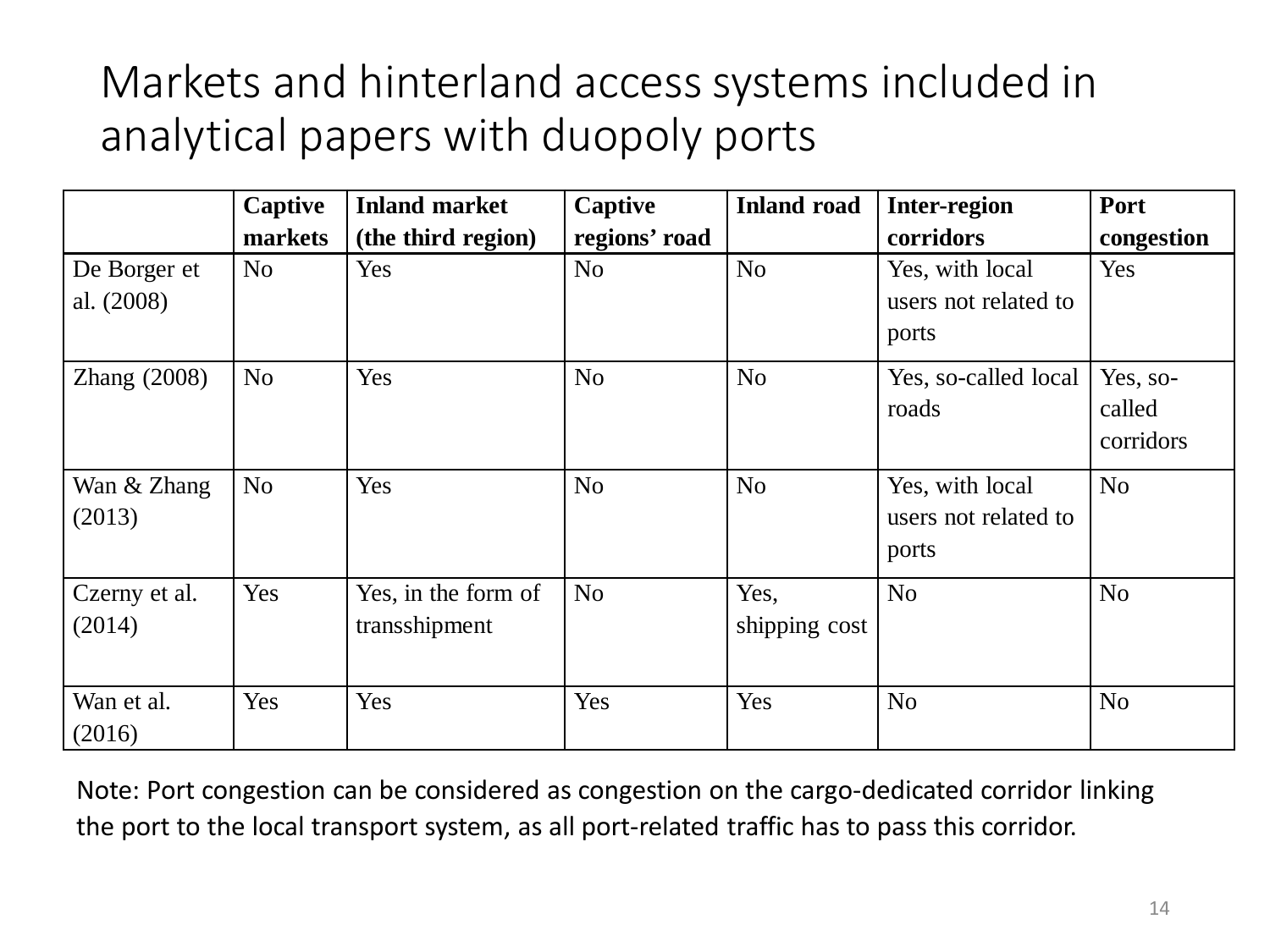# Markets and hinterland access systems included in analytical papers with duopoly ports

| | Captive markets | Inland market (the third region) | Captive regions' road | Inland road | Inter-region corridors | Port congestion |
|---|---|---|---|---|---|---|
| De Borger et al. (2008) | No | Yes | No | No | Yes, with local users not related to ports | Yes |
| Zhang (2008) | No | Yes | No | No | Yes, so-called local roads | Yes, so-called corridors |
| Wan & Zhang (2013) | No | Yes | No | No | Yes, with local users not related to ports | No |
| Czerny et al. (2014) | Yes | Yes, in the form of transshipment | No | Yes, shipping cost | No | No |
| Wan et al. (2016) | Yes | Yes | Yes | Yes | No | No |

Note: Port congestion can be considered as congestion on the cargo-dedicated corridor linking the port to the local transport system, as all port-related traffic has to pass this corridor.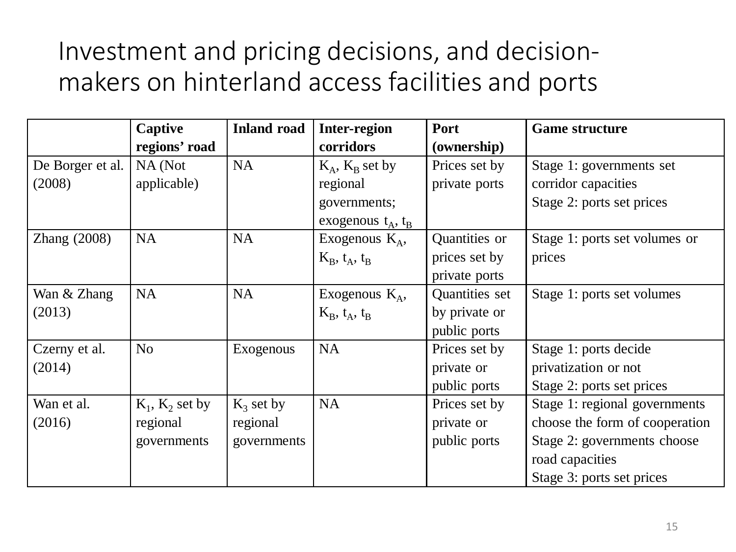# Investment and pricing decisions, and decision-makers on hinterland access facilities and ports

| | **Captive regions' road** | **Inland road** | **Inter-region corridors** | **Port (ownership)** | **Game structure** |
|---|---|---|---|---|---|
| De Borger et al. (2008) | NA (Not applicable) | NA | $K_A$, $K_B$ set by regional governments; exogenous $t_A$, $t_B$ | Prices set by private ports | Stage 1: governments set corridor capacities<br>Stage 2: ports set prices |
| Zhang (2008) | NA | NA | Exogenous $K_A$, $K_B$, $t_A$, $t_B$ | Quantities or prices set by private ports | Stage 1: ports set volumes or prices |
| Wan & Zhang (2013) | NA | NA | Exogenous $K_A$, $K_B$, $t_A$, $t_B$ | Quantities set by private or public ports | Stage 1: ports set volumes |
| Czerny et al. (2014) | No | Exogenous | NA | Prices set by private or public ports | Stage 1: ports decide privatization or not<br>Stage 2: ports set prices |
| Wan et al. (2016) | $K_1$, $K_2$ set by regional governments | $K_3$ set by regional governments | NA | Prices set by private or public ports | Stage 1: regional governments choose the form of cooperation<br>Stage 2: governments choose road capacities<br>Stage 3: ports set prices |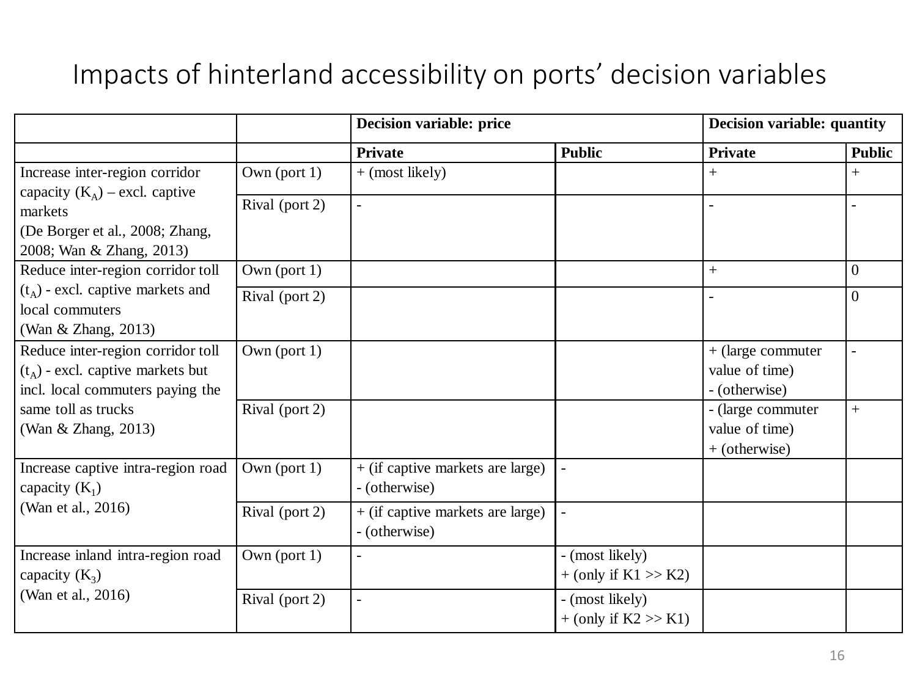# Impacts of hinterland accessibility on ports' decision variables

| | | **Decision variable: price** | | **Decision variable: quantity** | |
|---|---|---|---|---|---|
| | | **Private** | **Public** | **Private** | **Public** |
| Increase inter-region corridor capacity ($K_A$) – excl. captive markets (De Borger et al., 2008; Zhang, 2008; Wan & Zhang, 2013) | Own (port 1) | + (most likely) | | + | + |
| | Rival (port 2) | - | | - | - |
| Reduce inter-region corridor toll ($t_A$) - excl. captive markets and local commuters (Wan & Zhang, 2013) | Own (port 1) | | | + | 0 |
| | Rival (port 2) | | | - | 0 |
| Reduce inter-region corridor toll ($t_A$) - excl. captive markets but incl. local commuters paying the same toll as trucks (Wan & Zhang, 2013) | Own (port 1) | | | + (large commuter value of time)<br>- (otherwise) | - |
| | Rival (port 2) | | | - (large commuter value of time)<br>+ (otherwise) | + |
| Increase captive intra-region road capacity ($K_1$) (Wan et al., 2016) | Own (port 1) | + (if captive markets are large)<br>- (otherwise) | - | | |
| | Rival (port 2) | + (if captive markets are large)<br>- (otherwise) | - | | |
| Increase inland intra-region road capacity ($K_3$) (Wan et al., 2016) | Own (port 1) | - | - (most likely)<br>+ (only if K1 >> K2) | | |
| | Rival (port 2) | - | - (most likely)<br>+ (only if K2 >> K1) | | |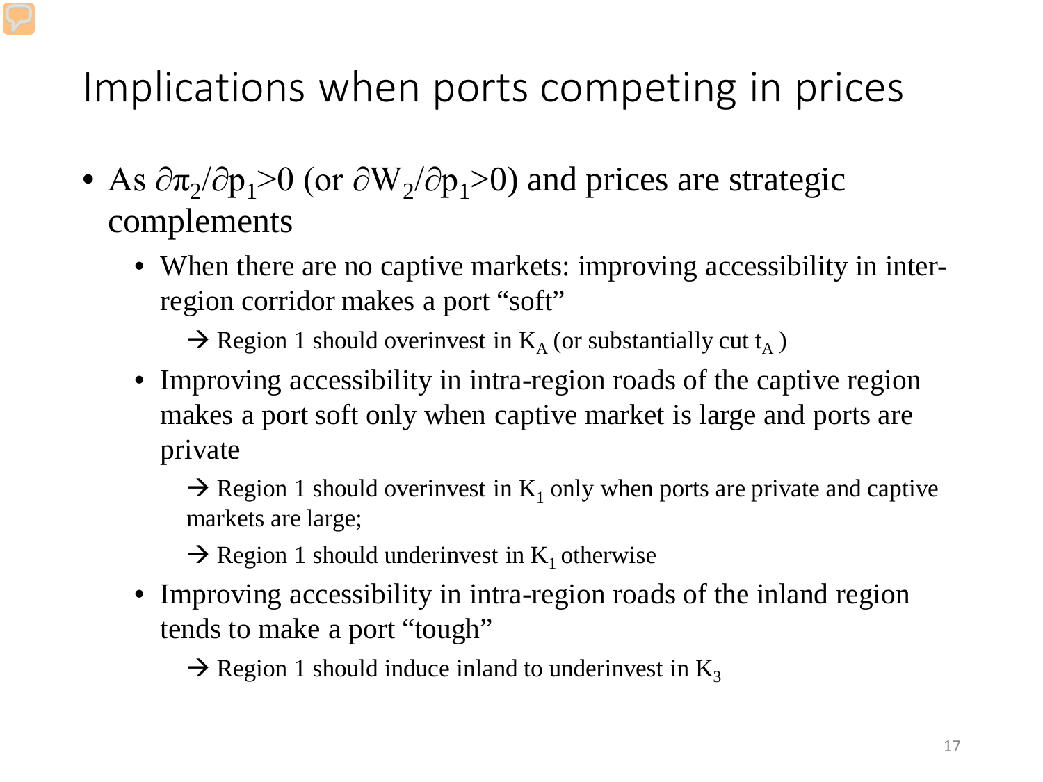# Implications when ports competing in prices

- As $\partial \pi_2/\partial p_1 > 0$ (or $\partial W_2/\partial p_1 > 0$) and prices are strategic complements
  - When there are no captive markets: improving accessibility in inter-region corridor makes a port "soft"

    → Region 1 should overinvest in $K_A$ (or substantially cut $t_A$ )
  - Improving accessibility in intra-region roads of the captive region makes a port soft only when captive market is large and ports are private

    → Region 1 should overinvest in $K_1$ only when ports are private and captive markets are large;

    → Region 1 should underinvest in $K_1$ otherwise
  - Improving accessibility in intra-region roads of the inland region tends to make a port "tough"

    → Region 1 should induce inland to underinvest in $K_3$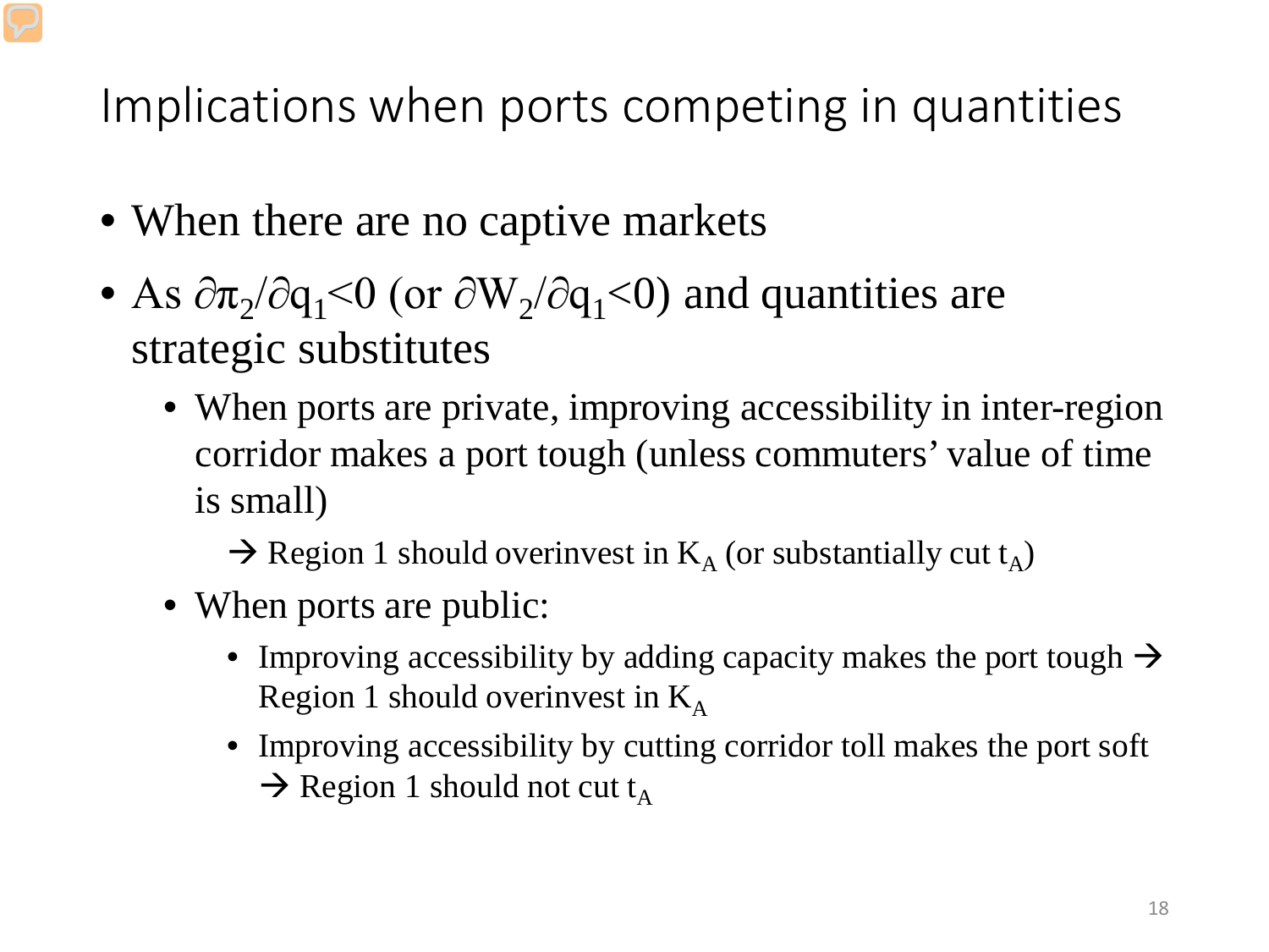# Implications when ports competing in quantities

- When there are no captive markets
- As $\partial\pi_2/\partial q_1<0$ (or $\partial W_2/\partial q_1<0$) and quantities are strategic substitutes
  - When ports are private, improving accessibility in inter-region corridor makes a port tough (unless commuters' value of time is small)

    → Region 1 should overinvest in $K_A$ (or substantially cut $t_A$)
  - When ports are public:
    - Improving accessibility by adding capacity makes the port tough → Region 1 should overinvest in $K_A$
    - Improving accessibility by cutting corridor toll makes the port soft → Region 1 should not cut $t_A$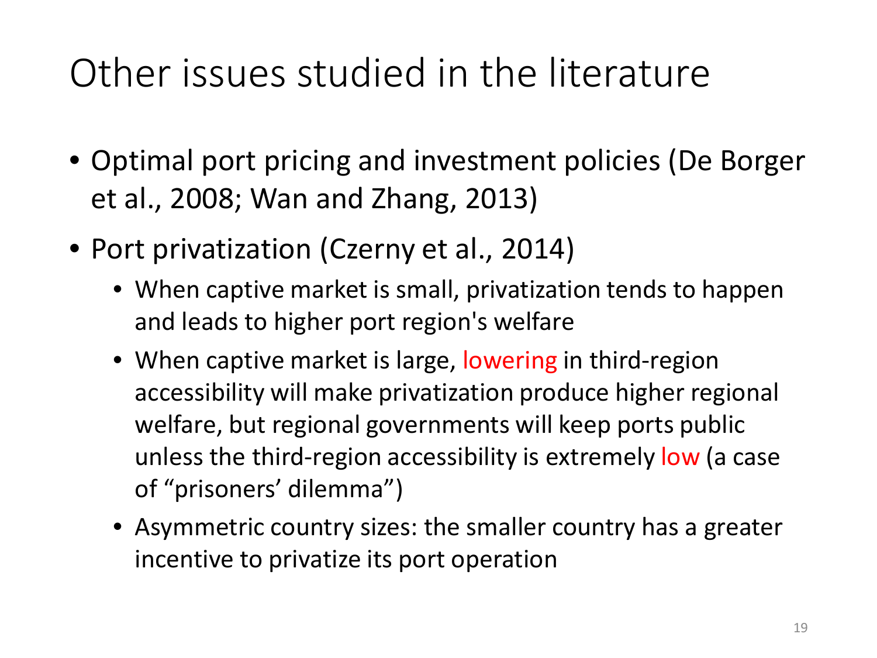# Other issues studied in the literature

- Optimal port pricing and investment policies (De Borger et al., 2008; Wan and Zhang, 2013)
- Port privatization (Czerny et al., 2014)
  - When captive market is small, privatization tends to happen and leads to higher port region's welfare
  - When captive market is large, lowering in third-region accessibility will make privatization produce higher regional welfare, but regional governments will keep ports public unless the third-region accessibility is extremely low (a case of "prisoners' dilemma")
  - Asymmetric country sizes: the smaller country has a greater incentive to privatize its port operation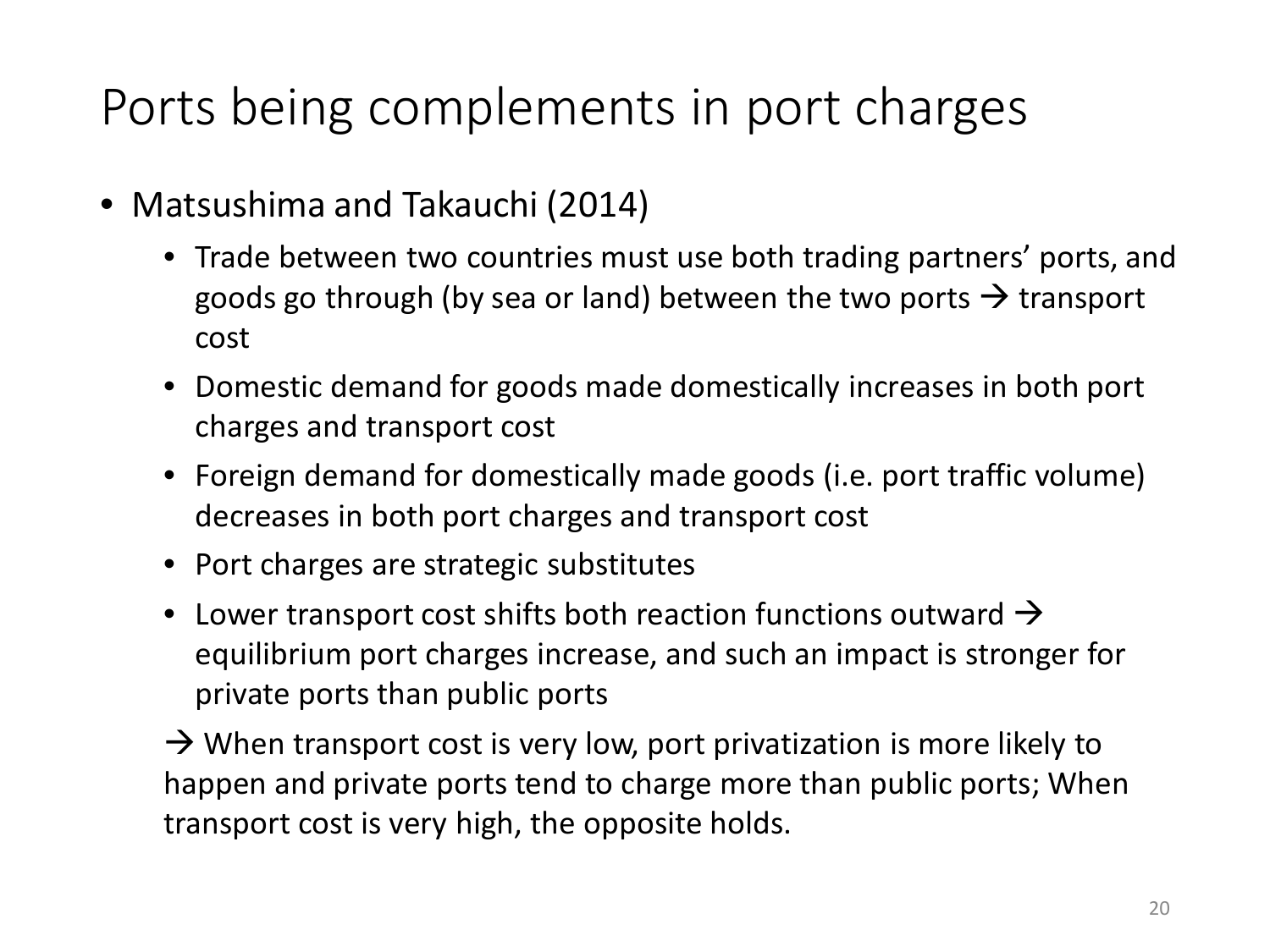# Ports being complements in port charges

- Matsushima and Takauchi (2014)
  - Trade between two countries must use both trading partners' ports, and goods go through (by sea or land) between the two ports → transport cost
  - Domestic demand for goods made domestically increases in both port charges and transport cost
  - Foreign demand for domestically made goods (i.e. port traffic volume) decreases in both port charges and transport cost
  - Port charges are strategic substitutes
  - Lower transport cost shifts both reaction functions outward → equilibrium port charges increase, and such an impact is stronger for private ports than public ports

  → When transport cost is very low, port privatization is more likely to happen and private ports tend to charge more than public ports; When transport cost is very high, the opposite holds.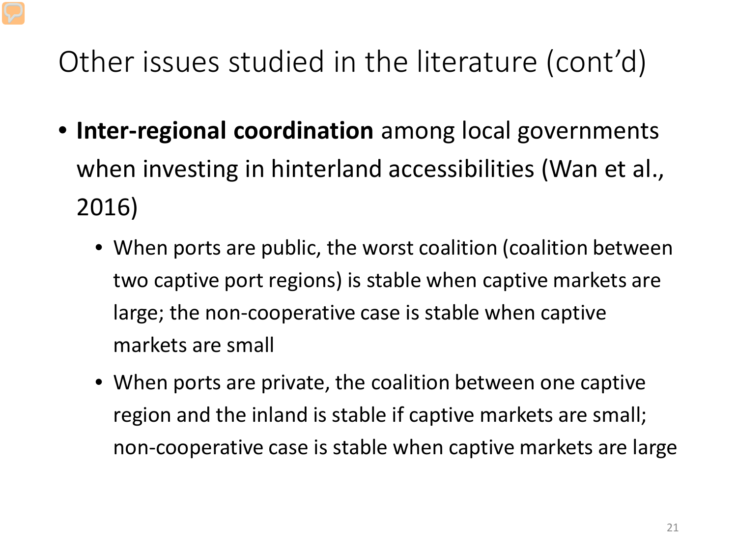# Other issues studied in the literature (cont'd)

- **Inter-regional coordination** among local governments when investing in hinterland accessibilities (Wan et al., 2016)
  - When ports are public, the worst coalition (coalition between two captive port regions) is stable when captive markets are large; the non-cooperative case is stable when captive markets are small
  - When ports are private, the coalition between one captive region and the inland is stable if captive markets are small; non-cooperative case is stable when captive markets are large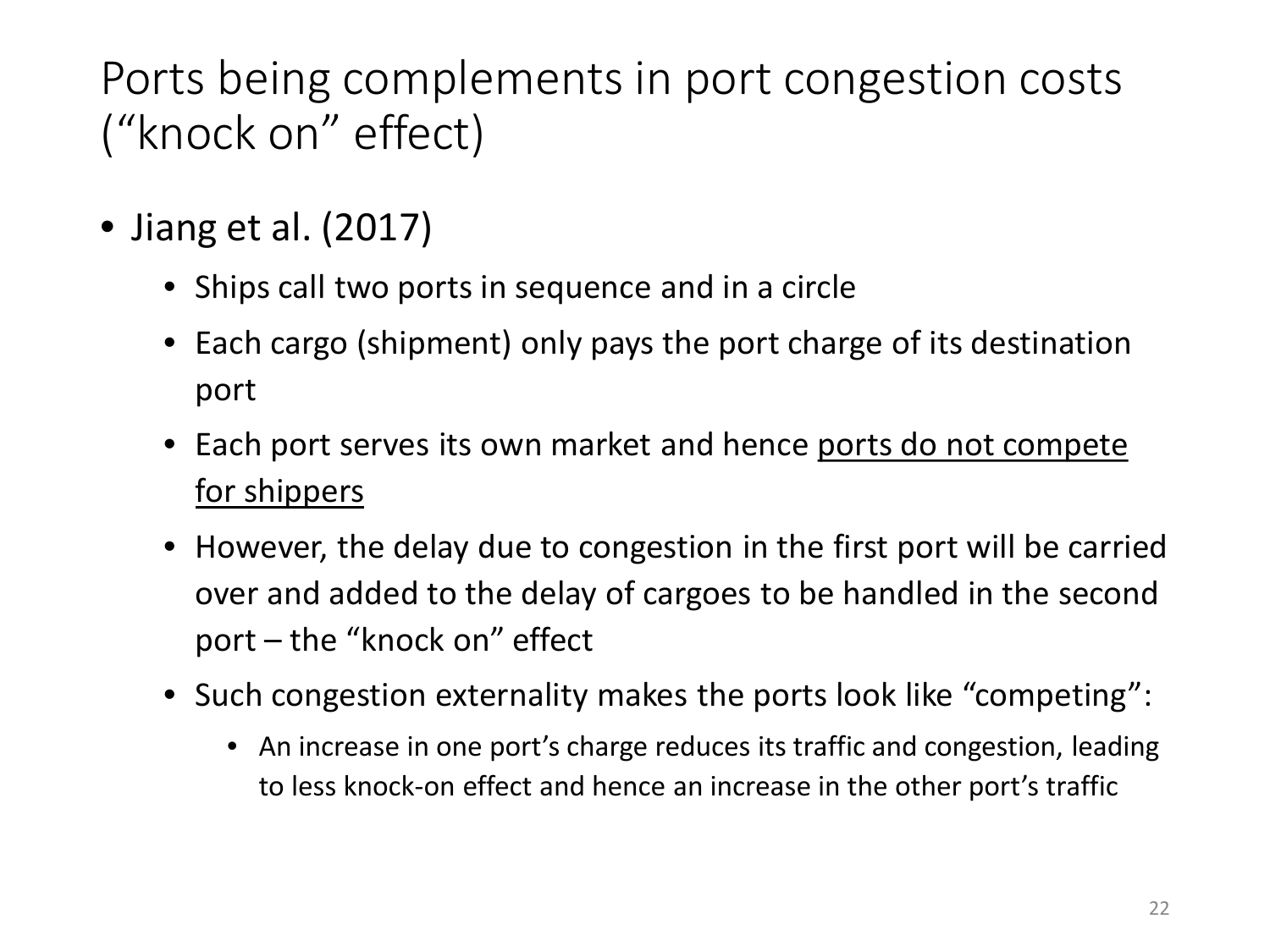# Ports being complements in port congestion costs (“knock on” effect)

- Jiang et al. (2017)
  - Ships call two ports in sequence and in a circle
  - Each cargo (shipment) only pays the port charge of its destination port
  - Each port serves its own market and hence <u>ports do not compete for shippers</u>
  - However, the delay due to congestion in the first port will be carried over and added to the delay of cargoes to be handled in the second port – the “knock on” effect
  - Such congestion externality makes the ports look like “competing”:
    - An increase in one port’s charge reduces its traffic and congestion, leading to less knock-on effect and hence an increase in the other port’s traffic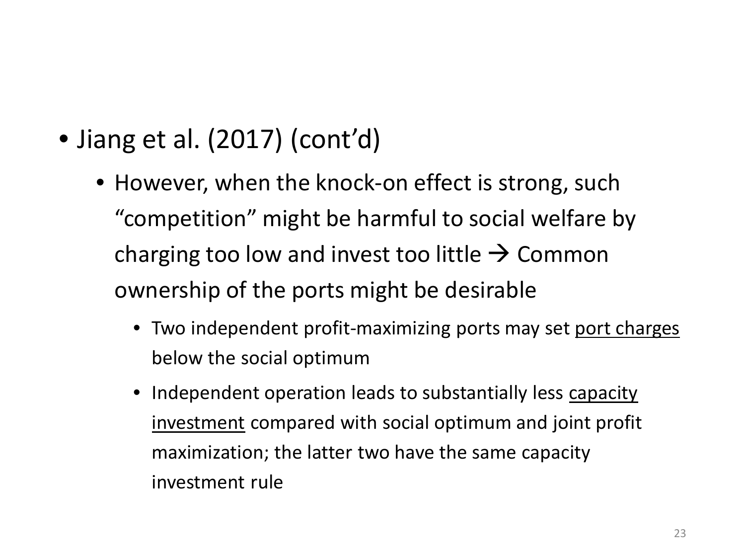- Jiang et al. (2017) (cont'd)
  - However, when the knock-on effect is strong, such "competition" might be harmful to social welfare by charging too low and invest too little → Common ownership of the ports might be desirable
    - Two independent profit-maximizing ports may set <u>port charges</u> below the social optimum
    - Independent operation leads to substantially less <u>capacity investment</u> compared with social optimum and joint profit maximization; the latter two have the same capacity investment rule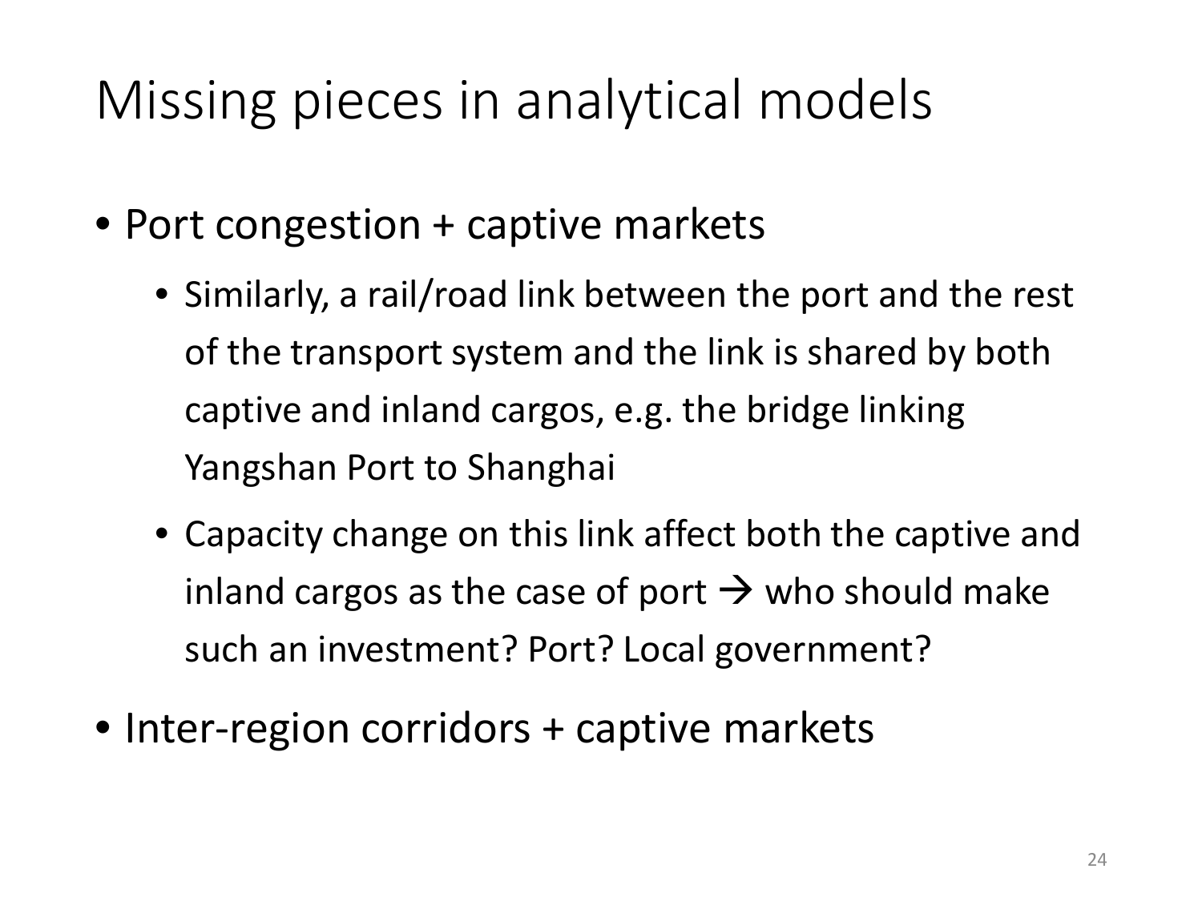# Missing pieces in analytical models

- Port congestion + captive markets
  - Similarly, a rail/road link between the port and the rest of the transport system and the link is shared by both captive and inland cargos, e.g. the bridge linking Yangshan Port to Shanghai
  - Capacity change on this link affect both the captive and inland cargos as the case of port → who should make such an investment? Port? Local government?
- Inter-region corridors + captive markets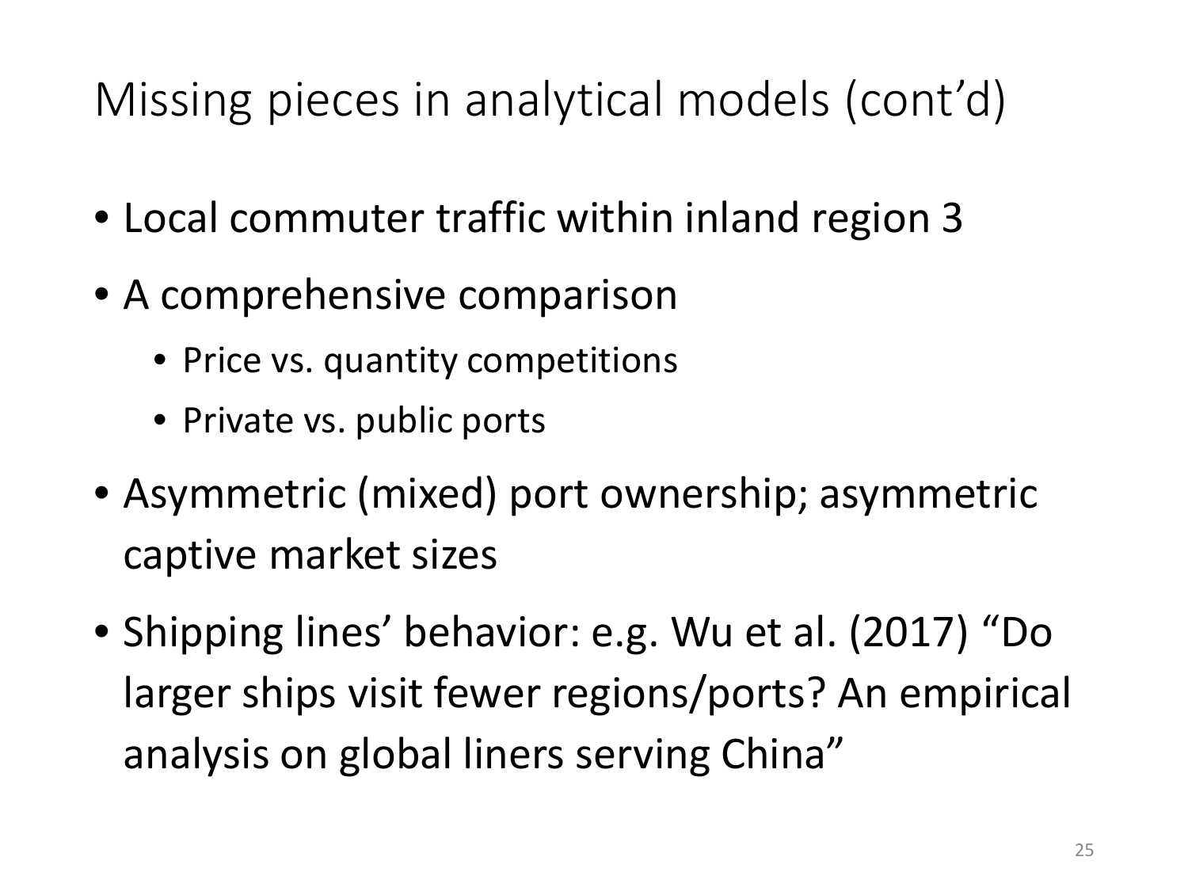# Missing pieces in analytical models (cont'd)

- Local commuter traffic within inland region 3
- A comprehensive comparison
  - Price vs. quantity competitions
  - Private vs. public ports
- Asymmetric (mixed) port ownership; asymmetric captive market sizes
- Shipping lines' behavior: e.g. Wu et al. (2017) "Do larger ships visit fewer regions/ports? An empirical analysis on global liners serving China"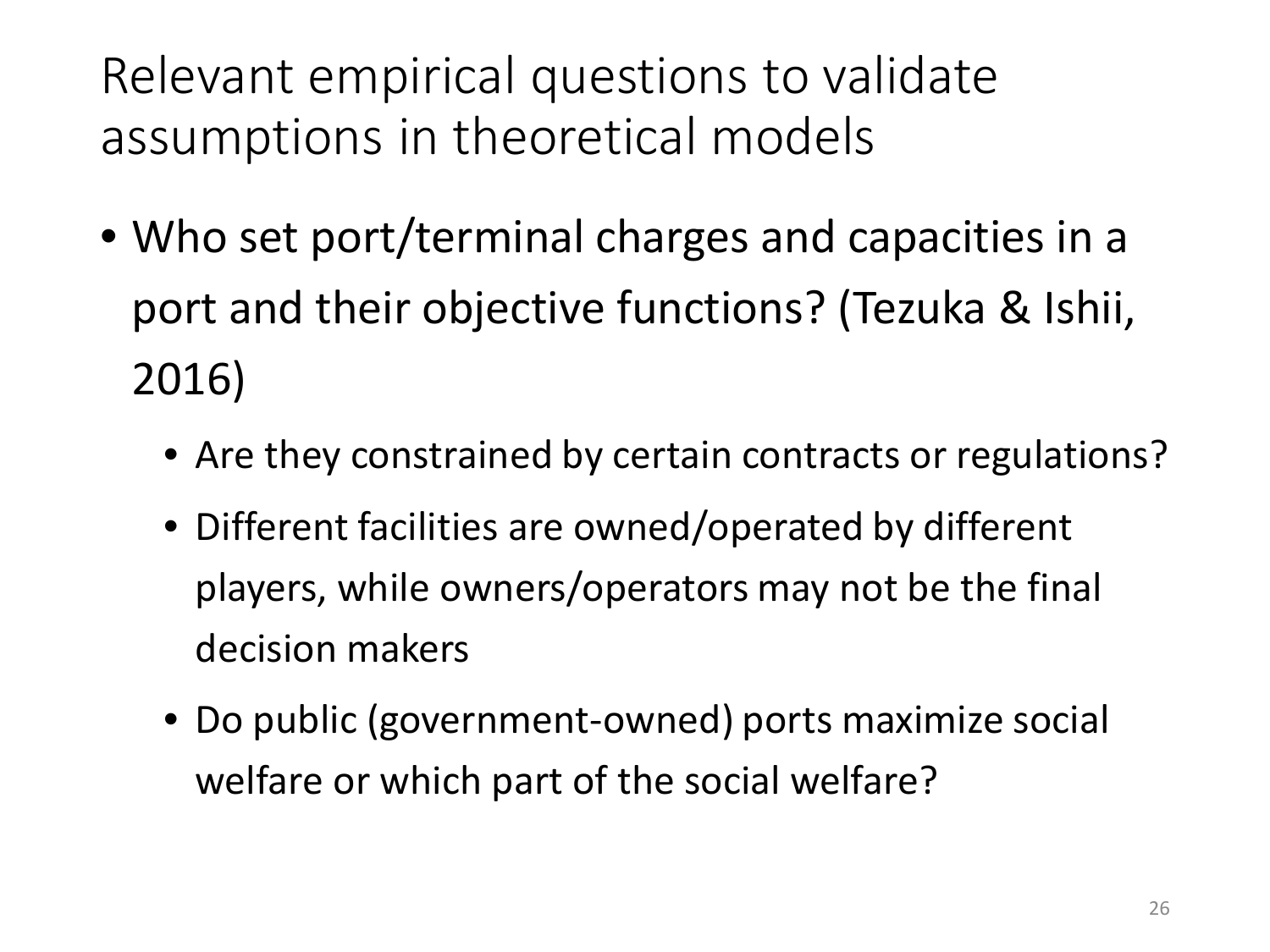# Relevant empirical questions to validate assumptions in theoretical models

- Who set port/terminal charges and capacities in a port and their objective functions? (Tezuka & Ishii, 2016)
  - Are they constrained by certain contracts or regulations?
  - Different facilities are owned/operated by different players, while owners/operators may not be the final decision makers
  - Do public (government-owned) ports maximize social welfare or which part of the social welfare?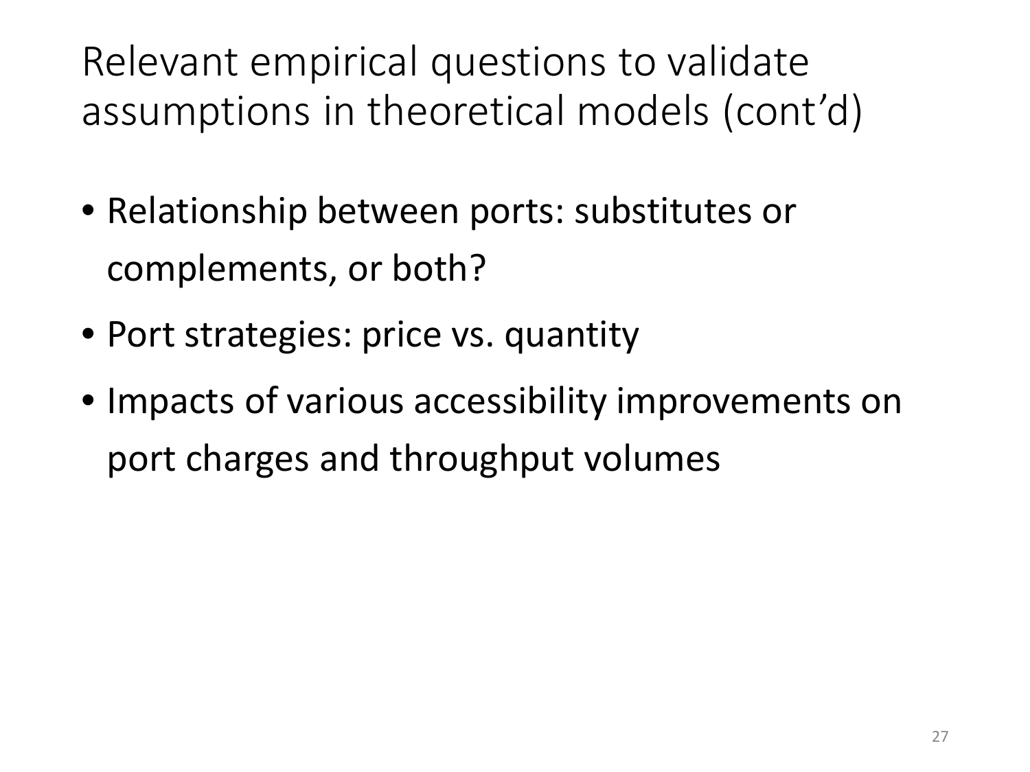# Relevant empirical questions to validate assumptions in theoretical models (cont’d)

- Relationship between ports: substitutes or complements, or both?
- Port strategies: price vs. quantity
- Impacts of various accessibility improvements on port charges and throughput volumes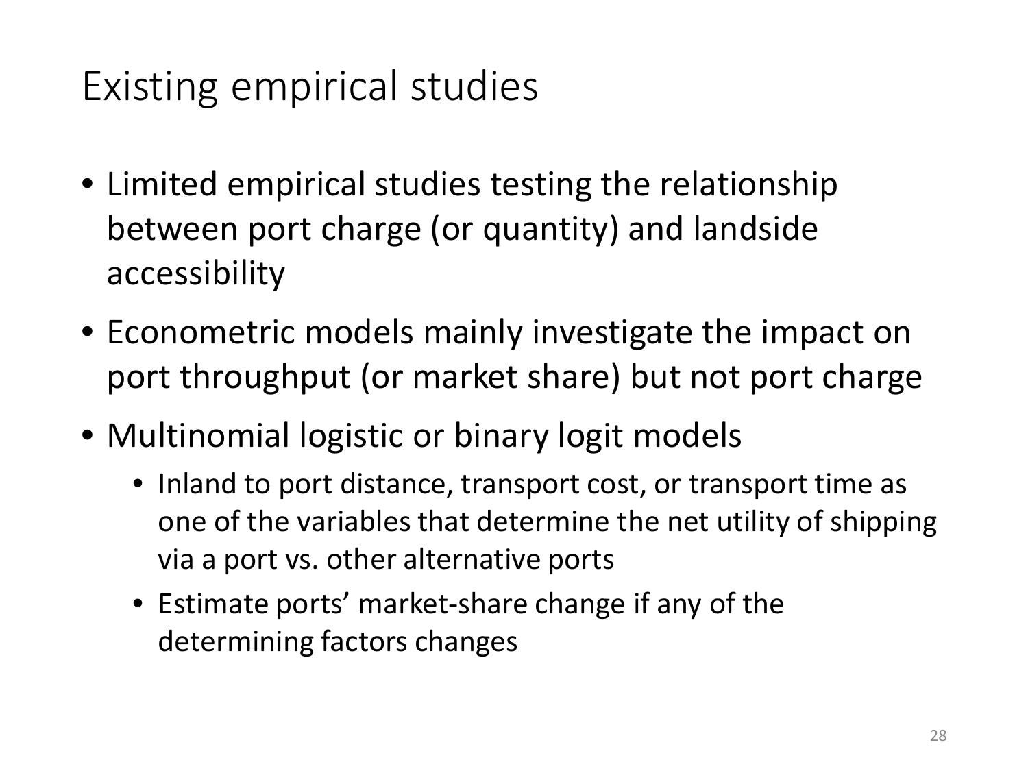# Existing empirical studies

- Limited empirical studies testing the relationship between port charge (or quantity) and landside accessibility
- Econometric models mainly investigate the impact on port throughput (or market share) but not port charge
- Multinomial logistic or binary logit models
  - Inland to port distance, transport cost, or transport time as one of the variables that determine the net utility of shipping via a port vs. other alternative ports
  - Estimate ports' market-share change if any of the determining factors changes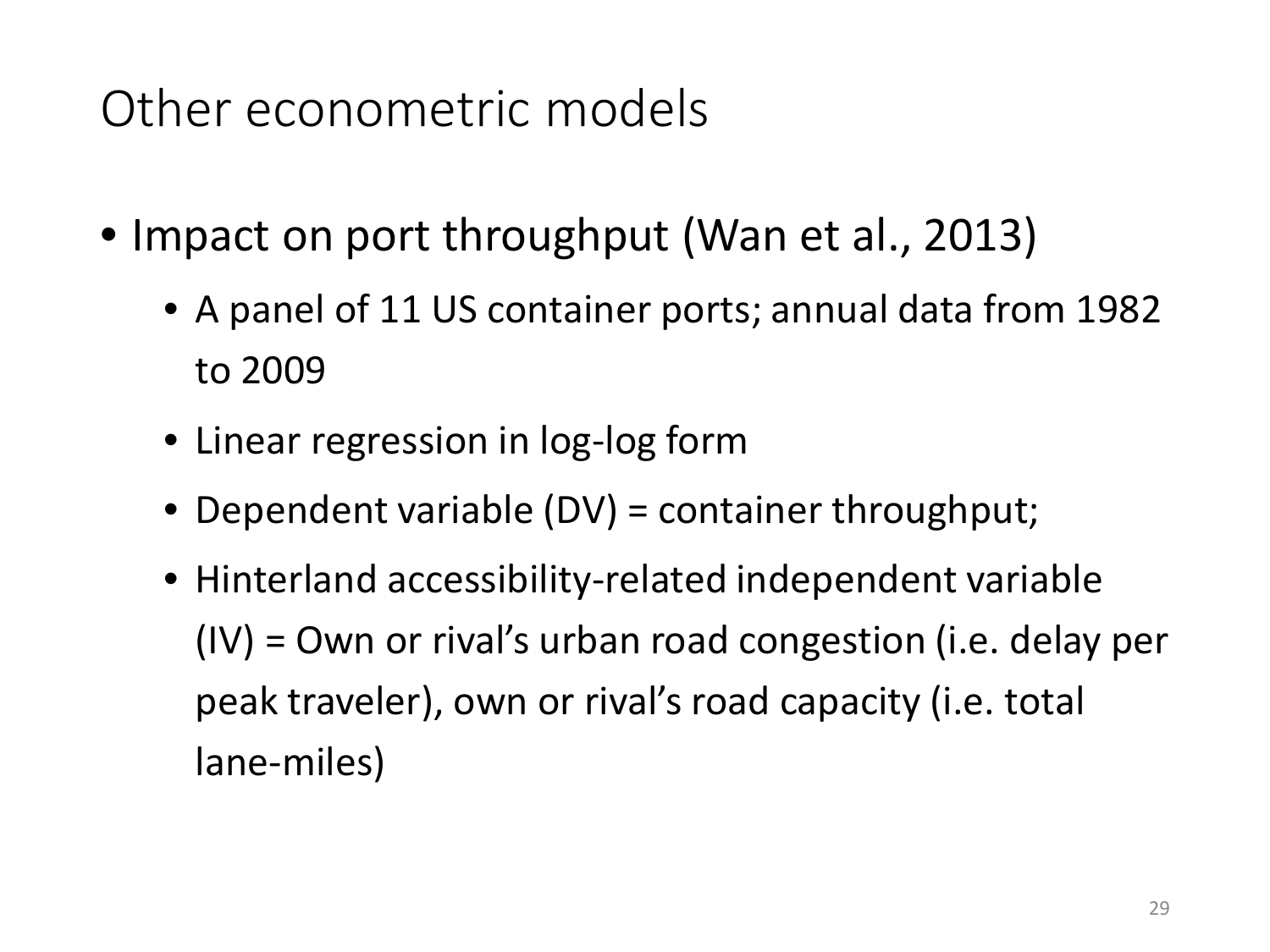# Other econometric models

- Impact on port throughput (Wan et al., 2013)
  - A panel of 11 US container ports; annual data from 1982 to 2009
  - Linear regression in log-log form
  - Dependent variable (DV) = container throughput;
  - Hinterland accessibility-related independent variable (IV) = Own or rival's urban road congestion (i.e. delay per peak traveler), own or rival's road capacity (i.e. total lane-miles)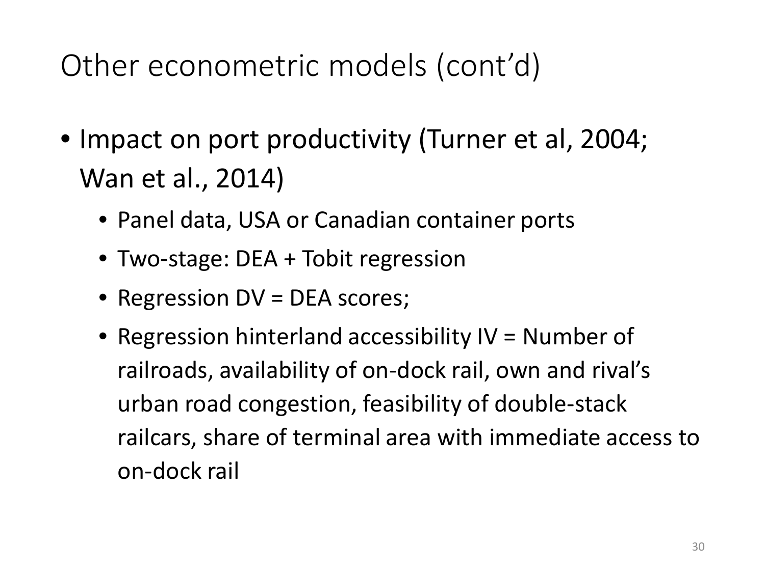# Other econometric models (cont'd)

- Impact on port productivity (Turner et al, 2004; Wan et al., 2014)
  - Panel data, USA or Canadian container ports
  - Two-stage: DEA + Tobit regression
  - Regression DV = DEA scores;
  - Regression hinterland accessibility IV = Number of railroads, availability of on-dock rail, own and rival's urban road congestion, feasibility of double-stack railcars, share of terminal area with immediate access to on-dock rail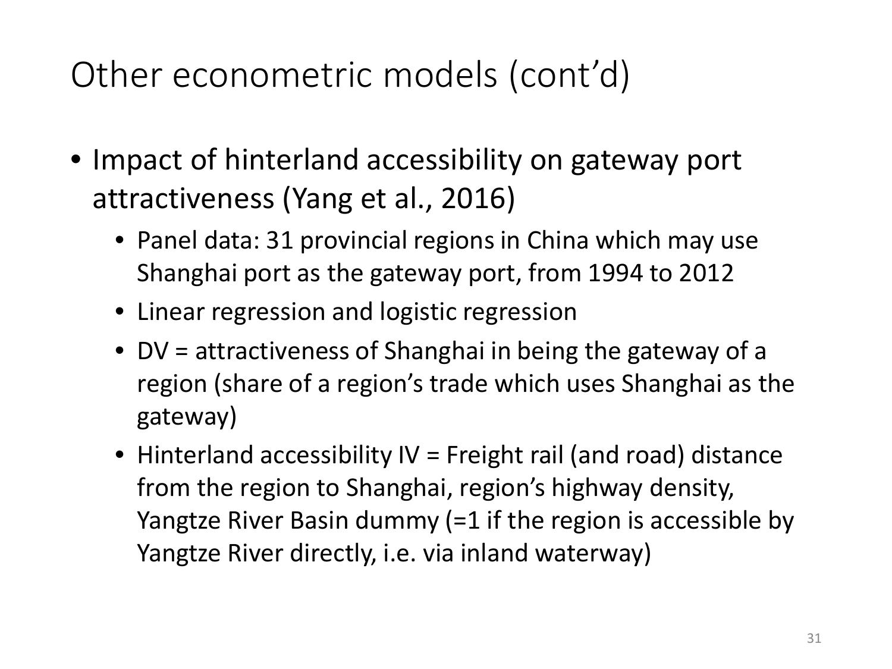# Other econometric models (cont'd)

- Impact of hinterland accessibility on gateway port attractiveness (Yang et al., 2016)
  - Panel data: 31 provincial regions in China which may use Shanghai port as the gateway port, from 1994 to 2012
  - Linear regression and logistic regression
  - DV = attractiveness of Shanghai in being the gateway of a region (share of a region's trade which uses Shanghai as the gateway)
  - Hinterland accessibility IV = Freight rail (and road) distance from the region to Shanghai, region's highway density, Yangtze River Basin dummy (=1 if the region is accessible by Yangtze River directly, i.e. via inland waterway)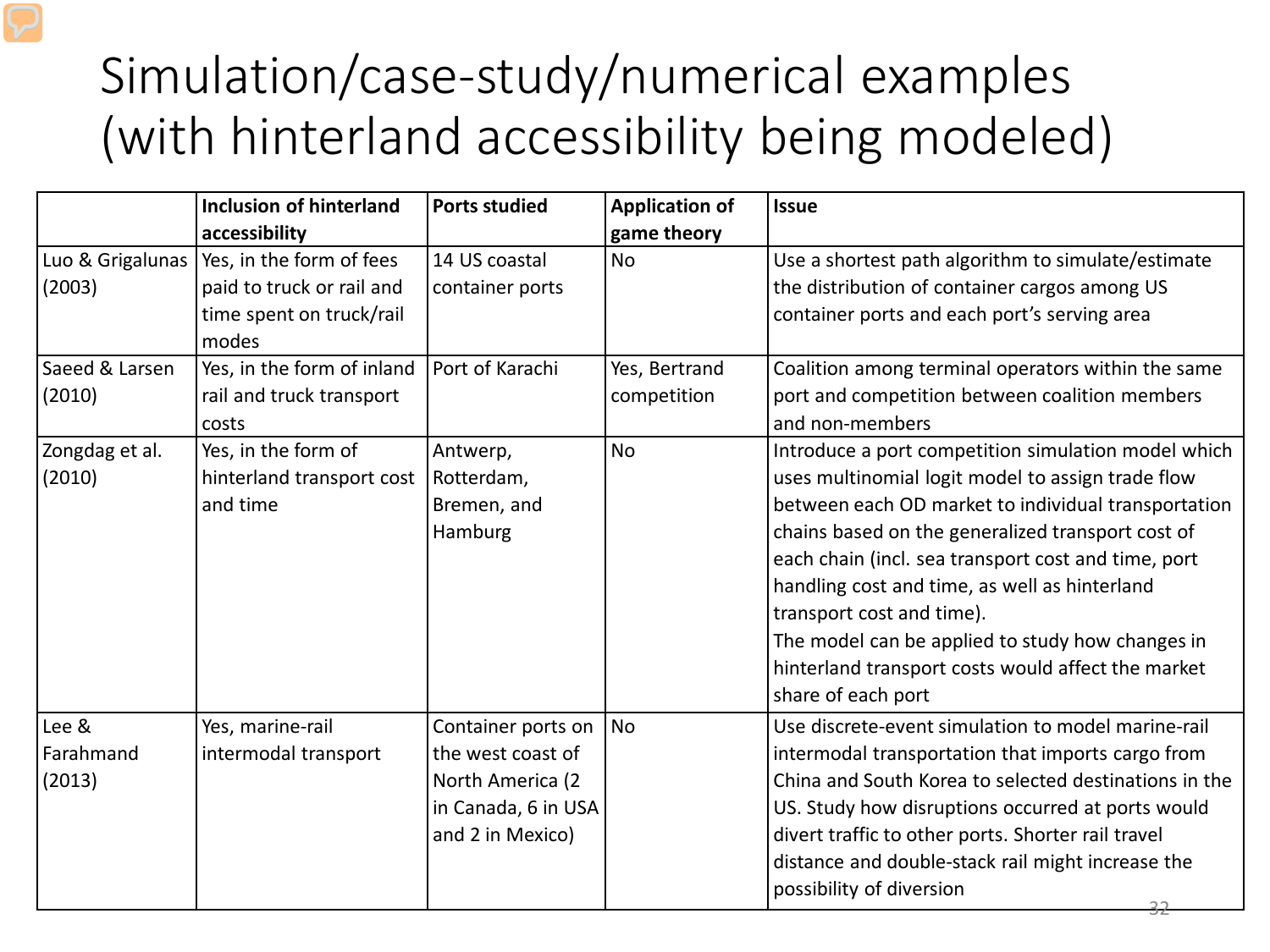# Simulation/case-study/numerical examples (with hinterland accessibility being modeled)

| | Inclusion of hinterland accessibility | Ports studied | Application of game theory | Issue |
|---|---|---|---|---|
| Luo & Grigalunas (2003) | Yes, in the form of fees paid to truck or rail and time spent on truck/rail modes | 14 US coastal container ports | No | Use a shortest path algorithm to simulate/estimate the distribution of container cargos among US container ports and each port's serving area |
| Saeed & Larsen (2010) | Yes, in the form of inland rail and truck transport costs | Port of Karachi | Yes, Bertrand competition | Coalition among terminal operators within the same port and competition between coalition members and non-members |
| Zongdag et al. (2010) | Yes, in the form of hinterland transport cost and time | Antwerp, Rotterdam, Bremen, and Hamburg | No | Introduce a port competition simulation model which uses multinomial logit model to assign trade flow between each OD market to individual transportation chains based on the generalized transport cost of each chain (incl. sea transport cost and time, port handling cost and time, as well as hinterland transport cost and time).<br>The model can be applied to study how changes in hinterland transport costs would affect the market share of each port |
| Lee & Farahmand (2013) | Yes, marine-rail intermodal transport | Container ports on the west coast of North America (2 in Canada, 6 in USA and 2 in Mexico) | No | Use discrete-event simulation to model marine-rail intermodal transportation that imports cargo from China and South Korea to selected destinations in the US. Study how disruptions occurred at ports would divert traffic to other ports. Shorter rail travel distance and double-stack rail might increase the possibility of diversion |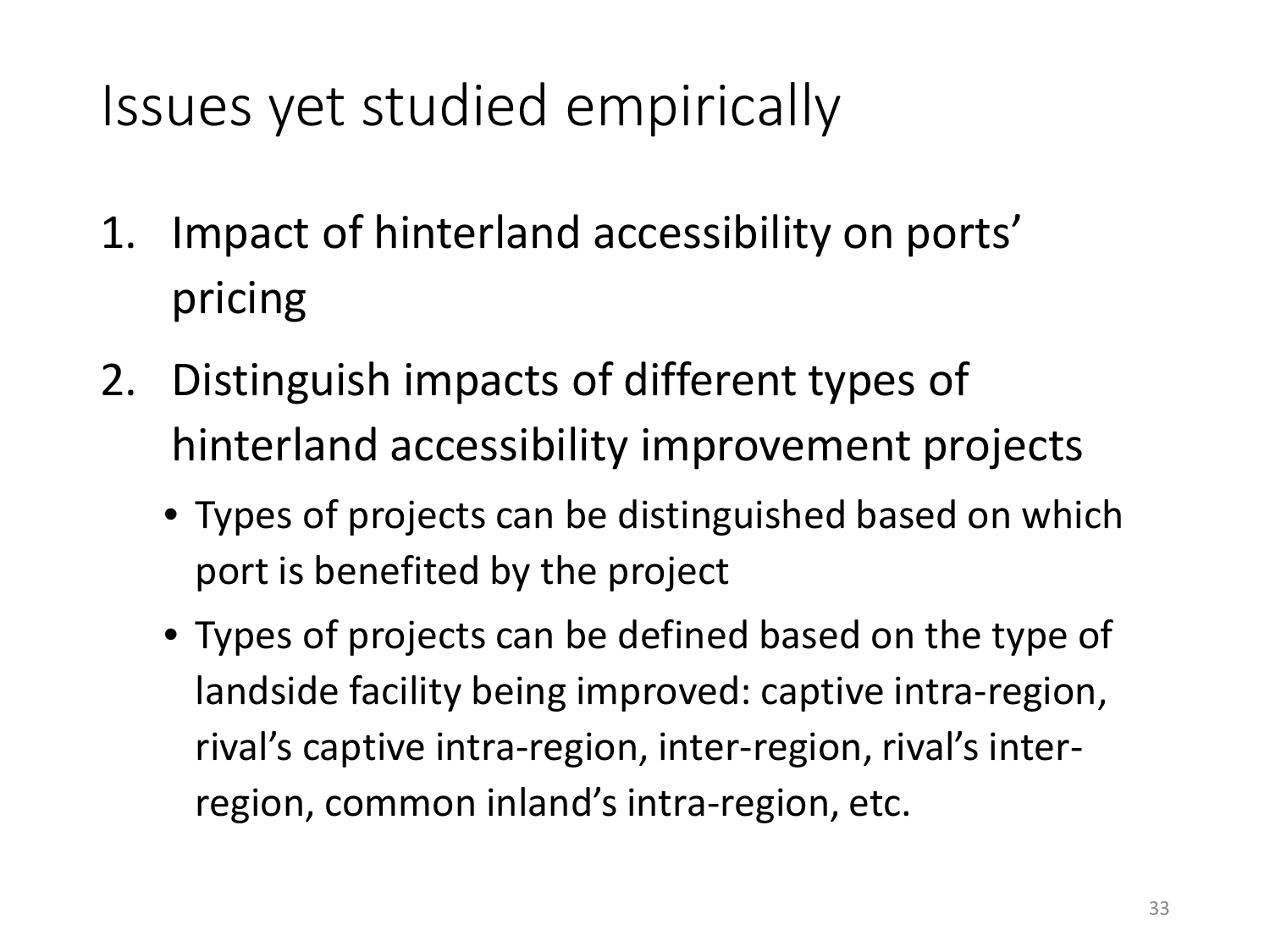# Issues yet studied empirically

1. Impact of hinterland accessibility on ports' pricing
2. Distinguish impacts of different types of hinterland accessibility improvement projects
   - Types of projects can be distinguished based on which port is benefited by the project
   - Types of projects can be defined based on the type of landside facility being improved: captive intra-region, rival's captive intra-region, inter-region, rival's inter-region, common inland's intra-region, etc.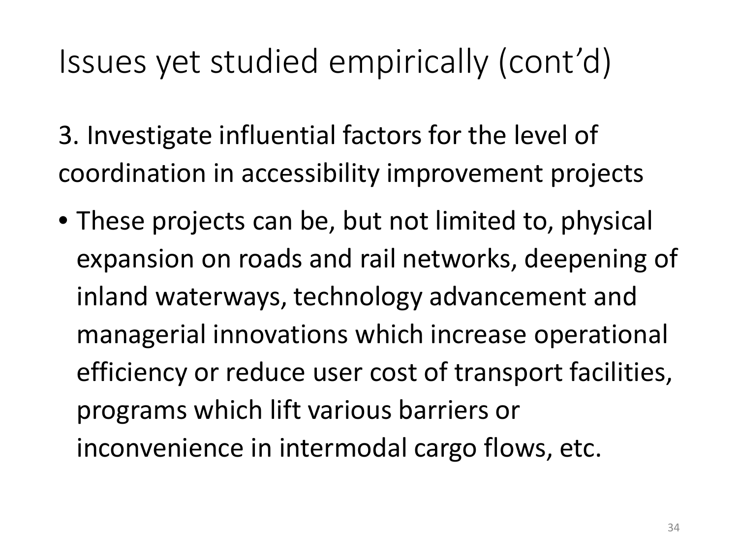# Issues yet studied empirically (cont'd)

3. Investigate influential factors for the level of coordination in accessibility improvement projects

- These projects can be, but not limited to, physical expansion on roads and rail networks, deepening of inland waterways, technology advancement and managerial innovations which increase operational efficiency or reduce user cost of transport facilities, programs which lift various barriers or inconvenience in intermodal cargo flows, etc.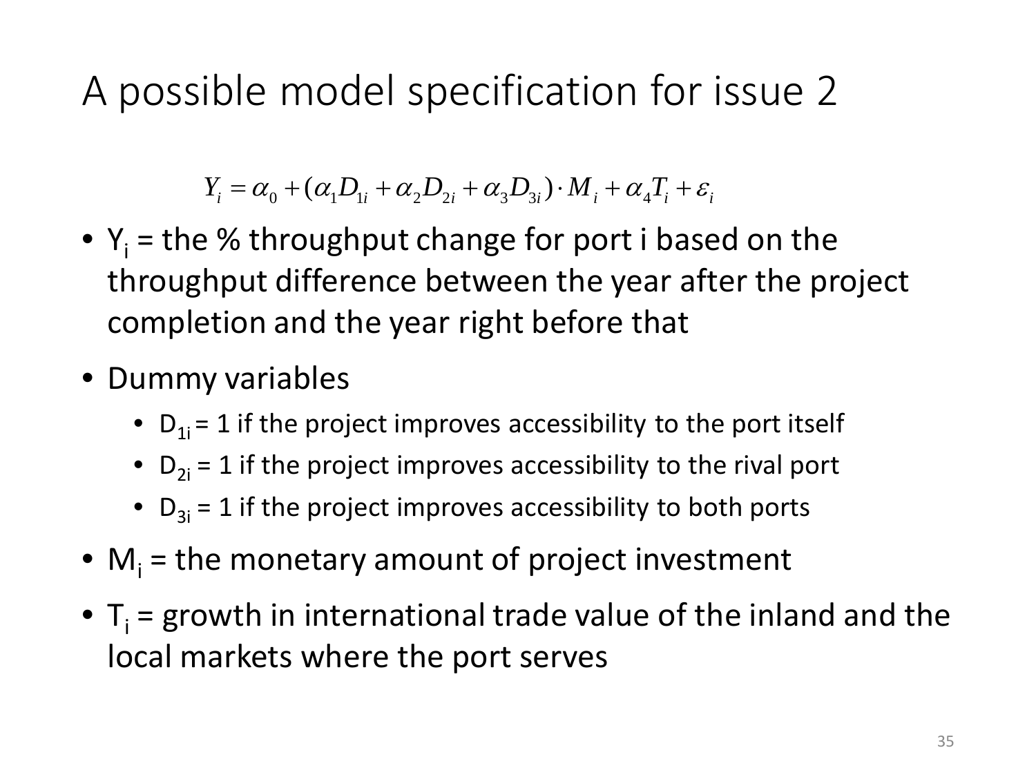# A possible model specification for issue 2

$$Y_i = \alpha_0 + (\alpha_1 D_{1i} + \alpha_2 D_{2i} + \alpha_3 D_{3i}) \cdot M_i + \alpha_4 T_i + \varepsilon_i$$

- $Y_i$ = the % throughput change for port i based on the throughput difference between the year after the project completion and the year right before that
- Dummy variables
  - $D_{1i}$ = 1 if the project improves accessibility to the port itself
  - $D_{2i}$ = 1 if the project improves accessibility to the rival port
  - $D_{3i}$ = 1 if the project improves accessibility to both ports
- $M_i$ = the monetary amount of project investment
- $T_i$ = growth in international trade value of the inland and the local markets where the port serves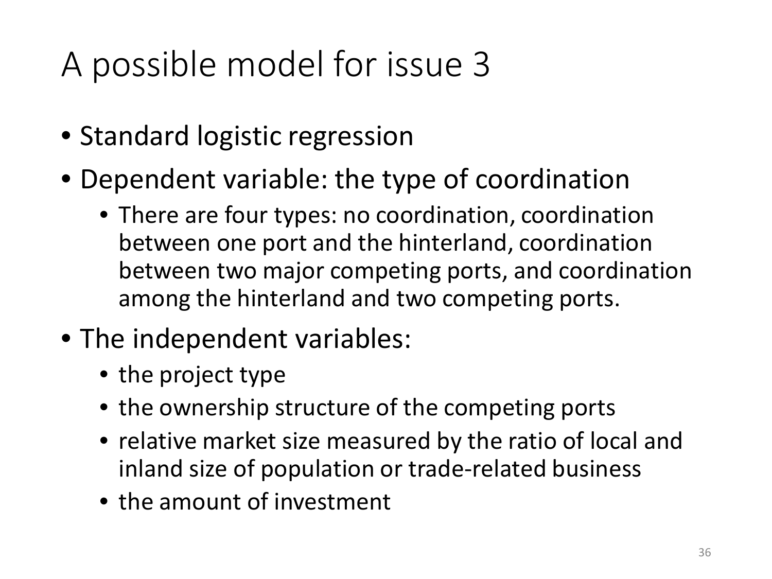# A possible model for issue 3

- Standard logistic regression
- Dependent variable: the type of coordination
  - There are four types: no coordination, coordination between one port and the hinterland, coordination between two major competing ports, and coordination among the hinterland and two competing ports.
- The independent variables:
  - the project type
  - the ownership structure of the competing ports
  - relative market size measured by the ratio of local and inland size of population or trade-related business
  - the amount of investment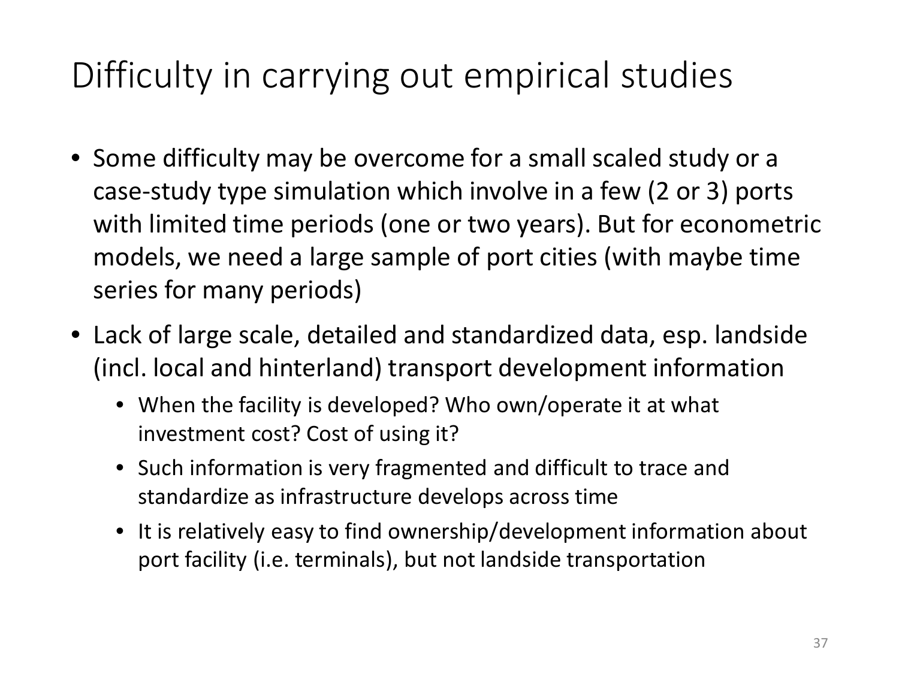# Difficulty in carrying out empirical studies

- Some difficulty may be overcome for a small scaled study or a case-study type simulation which involve in a few (2 or 3) ports with limited time periods (one or two years). But for econometric models, we need a large sample of port cities (with maybe time series for many periods)
- Lack of large scale, detailed and standardized data, esp. landside (incl. local and hinterland) transport development information
  - When the facility is developed? Who own/operate it at what investment cost? Cost of using it?
  - Such information is very fragmented and difficult to trace and standardize as infrastructure develops across time
  - It is relatively easy to find ownership/development information about port facility (i.e. terminals), but not landside transportation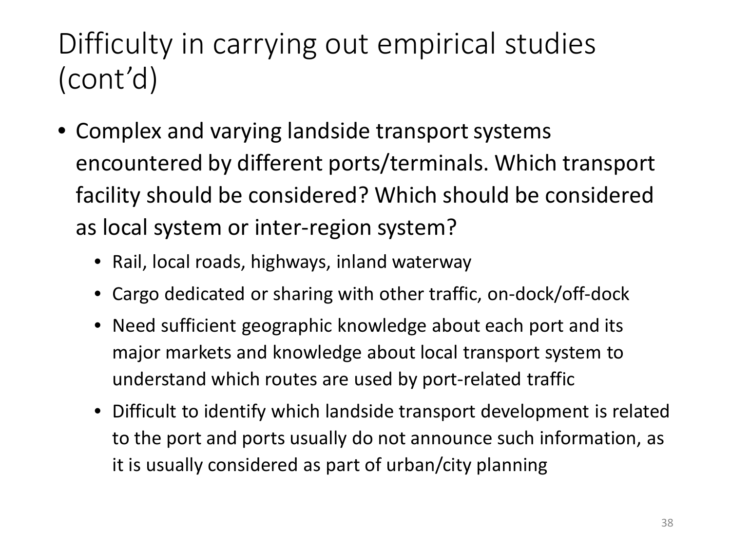# Difficulty in carrying out empirical studies (cont'd)

- Complex and varying landside transport systems encountered by different ports/terminals. Which transport facility should be considered? Which should be considered as local system or inter-region system?
  - Rail, local roads, highways, inland waterway
  - Cargo dedicated or sharing with other traffic, on-dock/off-dock
  - Need sufficient geographic knowledge about each port and its major markets and knowledge about local transport system to understand which routes are used by port-related traffic
  - Difficult to identify which landside transport development is related to the port and ports usually do not announce such information, as it is usually considered as part of urban/city planning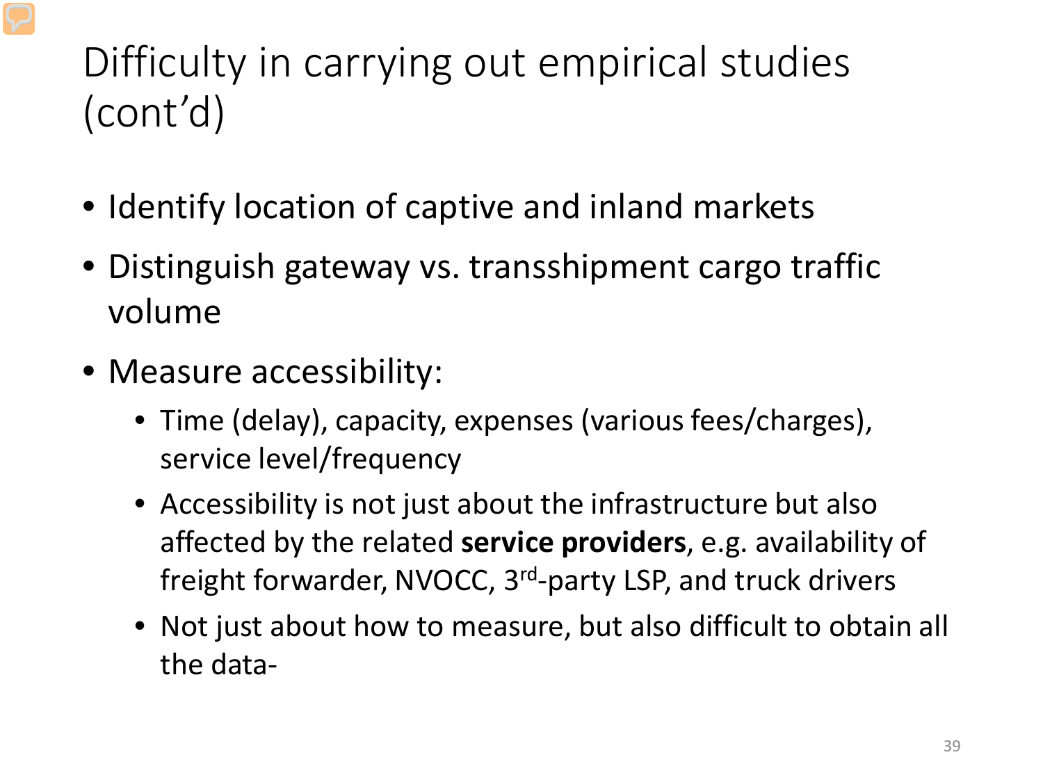# Difficulty in carrying out empirical studies (cont'd)

- Identify location of captive and inland markets
- Distinguish gateway vs. transshipment cargo traffic volume
- Measure accessibility:
  - Time (delay), capacity, expenses (various fees/charges), service level/frequency
  - Accessibility is not just about the infrastructure but also affected by the related **service providers**, e.g. availability of freight forwarder, NVOCC, 3rd-party LSP, and truck drivers
  - Not just about how to measure, but also difficult to obtain all the data-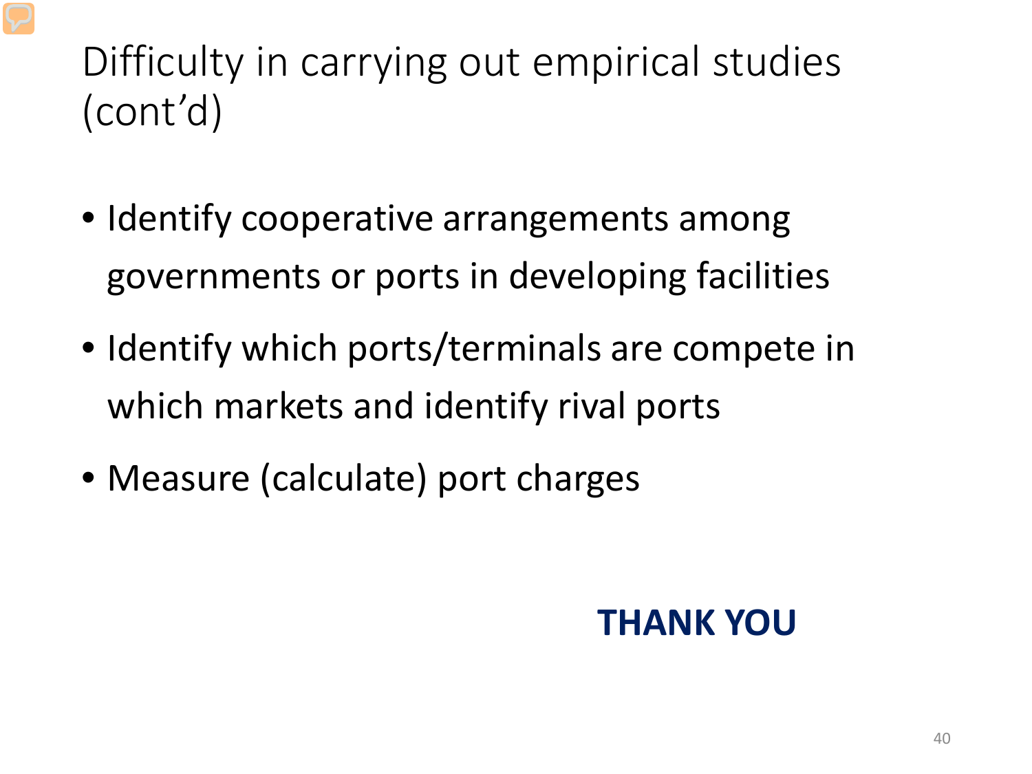# Difficulty in carrying out empirical studies (cont'd)

- Identify cooperative arrangements among governments or ports in developing facilities
- Identify which ports/terminals are compete in which markets and identify rival ports
- Measure (calculate) port charges

**THANK YOU**